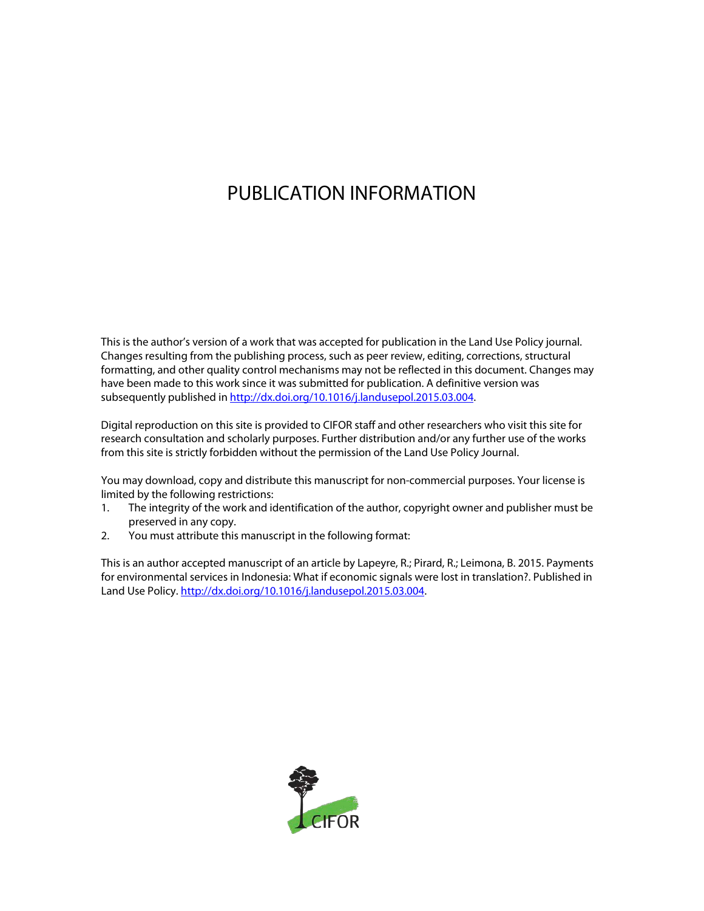# PUBLICATION INFORMATION

This is the author's version of a work that was accepted for publication in the Land Use Policy journal. Changes resulting from the publishing process, such as peer review, editing, corrections, structural formatting, and other quality control mechanisms may not be reflected in this document. Changes may have been made to this work since it was submitted for publication. A definitive version was subsequently published in http://dx.doi.org/10.1016/j.landusepol.2015.03.004.

Digital reproduction on this site is provided to CIFOR staff and other researchers who visit this site for research consultation and scholarly purposes. Further distribution and/or any further use of the works from this site is strictly forbidden without the permission of the Land Use Policy Journal.

You may download, copy and distribute this manuscript for non-commercial purposes. Your license is limited by the following restrictions:

1. The integrity of the work and identification of the author, copyright owner and publisher must be preserved in any copy.
2. You must attribute this manuscript in the following format:

This is an author accepted manuscript of an article by Lapeyre, R.; Pirard, R.; Leimona, B. 2015. Payments for environmental services in Indonesia: What if economic signals were lost in translation?. Published in Land Use Policy. http://dx.doi.org/10.1016/j.landusepol.2015.03.004.

CIFOR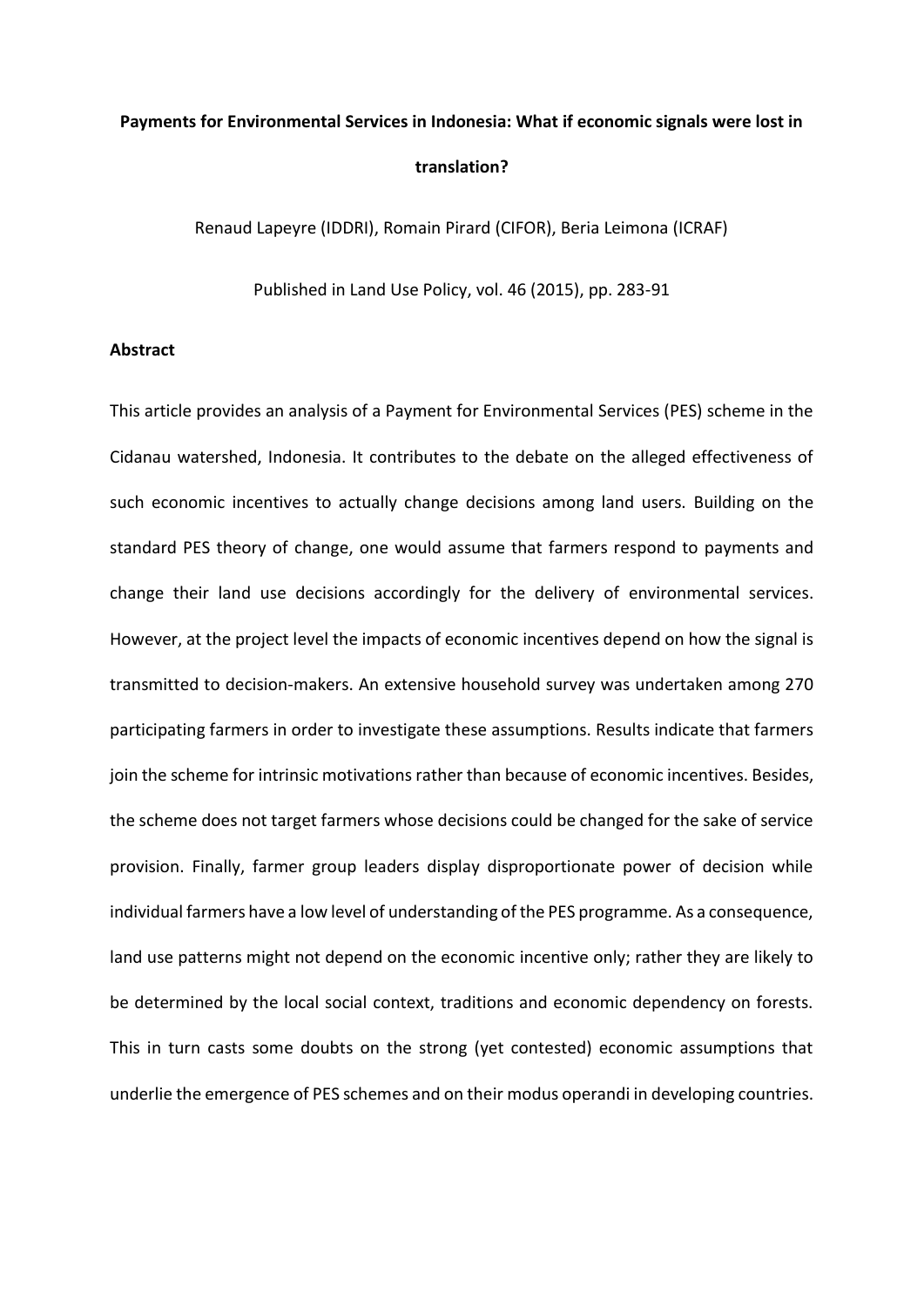**Payments for Environmental Services in Indonesia: What if economic signals were lost in translation?**

Renaud Lapeyre (IDDRI), Romain Pirard (CIFOR), Beria Leimona (ICRAF)

Published in Land Use Policy, vol. 46 (2015), pp. 283-91

**Abstract**

This article provides an analysis of a Payment for Environmental Services (PES) scheme in the Cidanau watershed, Indonesia. It contributes to the debate on the alleged effectiveness of such economic incentives to actually change decisions among land users. Building on the standard PES theory of change, one would assume that farmers respond to payments and change their land use decisions accordingly for the delivery of environmental services. However, at the project level the impacts of economic incentives depend on how the signal is transmitted to decision-makers. An extensive household survey was undertaken among 270 participating farmers in order to investigate these assumptions. Results indicate that farmers join the scheme for intrinsic motivations rather than because of economic incentives. Besides, the scheme does not target farmers whose decisions could be changed for the sake of service provision. Finally, farmer group leaders display disproportionate power of decision while individual farmers have a low level of understanding of the PES programme. As a consequence, land use patterns might not depend on the economic incentive only; rather they are likely to be determined by the local social context, traditions and economic dependency on forests. This in turn casts some doubts on the strong (yet contested) economic assumptions that underlie the emergence of PES schemes and on their modus operandi in developing countries.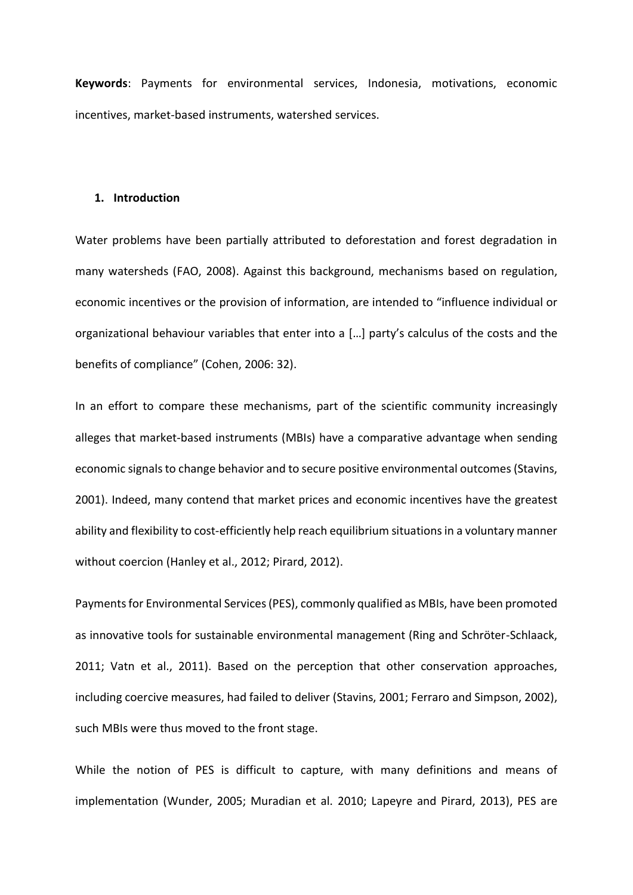**Keywords**: Payments for environmental services, Indonesia, motivations, economic incentives, market-based instruments, watershed services.

## 1. Introduction

Water problems have been partially attributed to deforestation and forest degradation in many watersheds (FAO, 2008). Against this background, mechanisms based on regulation, economic incentives or the provision of information, are intended to "influence individual or organizational behaviour variables that enter into a […] party's calculus of the costs and the benefits of compliance" (Cohen, 2006: 32).

In an effort to compare these mechanisms, part of the scientific community increasingly alleges that market-based instruments (MBIs) have a comparative advantage when sending economic signals to change behavior and to secure positive environmental outcomes (Stavins, 2001). Indeed, many contend that market prices and economic incentives have the greatest ability and flexibility to cost-efficiently help reach equilibrium situations in a voluntary manner without coercion (Hanley et al., 2012; Pirard, 2012).

Payments for Environmental Services (PES), commonly qualified as MBIs, have been promoted as innovative tools for sustainable environmental management (Ring and Schröter-Schlaack, 2011; Vatn et al., 2011). Based on the perception that other conservation approaches, including coercive measures, had failed to deliver (Stavins, 2001; Ferraro and Simpson, 2002), such MBIs were thus moved to the front stage.

While the notion of PES is difficult to capture, with many definitions and means of implementation (Wunder, 2005; Muradian et al. 2010; Lapeyre and Pirard, 2013), PES are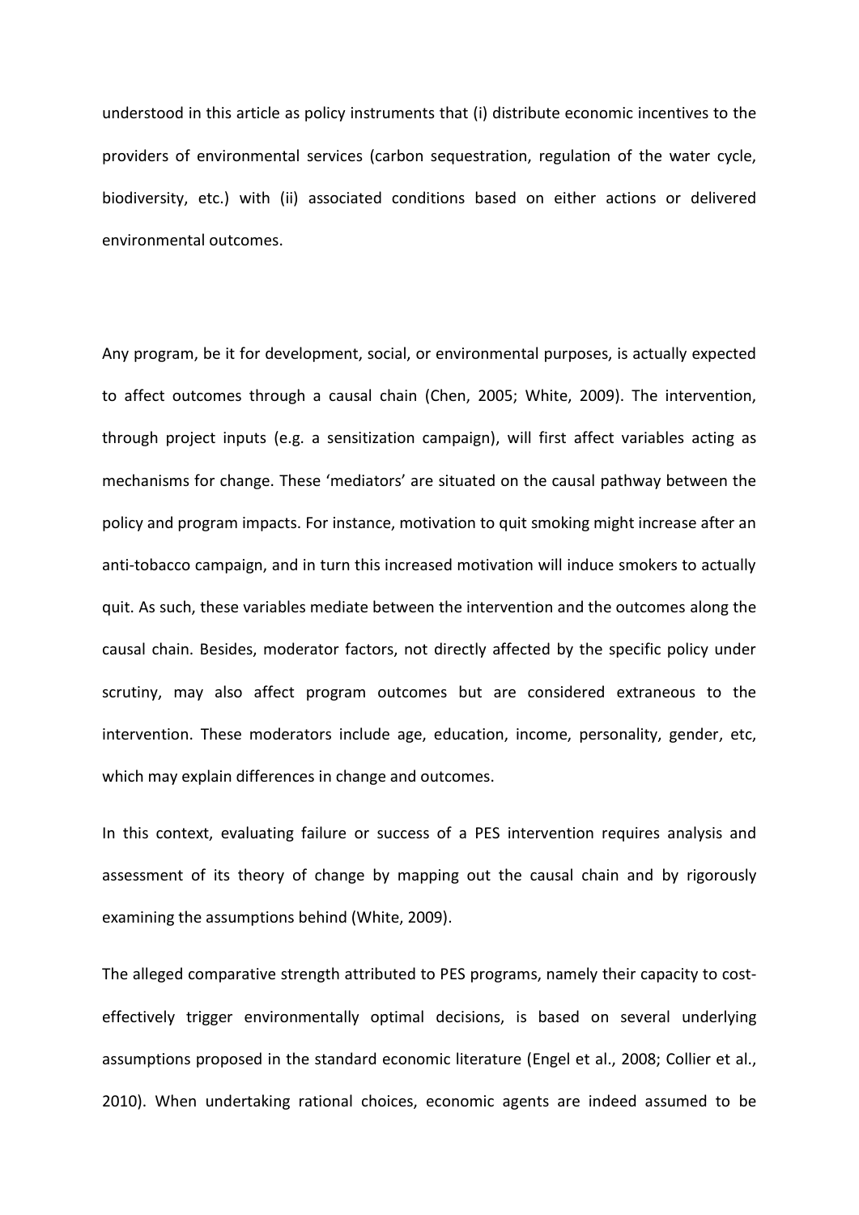understood in this article as policy instruments that (i) distribute economic incentives to the providers of environmental services (carbon sequestration, regulation of the water cycle, biodiversity, etc.) with (ii) associated conditions based on either actions or delivered environmental outcomes.

Any program, be it for development, social, or environmental purposes, is actually expected to affect outcomes through a causal chain (Chen, 2005; White, 2009). The intervention, through project inputs (e.g. a sensitization campaign), will first affect variables acting as mechanisms for change. These 'mediators' are situated on the causal pathway between the policy and program impacts. For instance, motivation to quit smoking might increase after an anti-tobacco campaign, and in turn this increased motivation will induce smokers to actually quit. As such, these variables mediate between the intervention and the outcomes along the causal chain. Besides, moderator factors, not directly affected by the specific policy under scrutiny, may also affect program outcomes but are considered extraneous to the intervention. These moderators include age, education, income, personality, gender, etc, which may explain differences in change and outcomes.

In this context, evaluating failure or success of a PES intervention requires analysis and assessment of its theory of change by mapping out the causal chain and by rigorously examining the assumptions behind (White, 2009).

The alleged comparative strength attributed to PES programs, namely their capacity to cost-effectively trigger environmentally optimal decisions, is based on several underlying assumptions proposed in the standard economic literature (Engel et al., 2008; Collier et al., 2010). When undertaking rational choices, economic agents are indeed assumed to be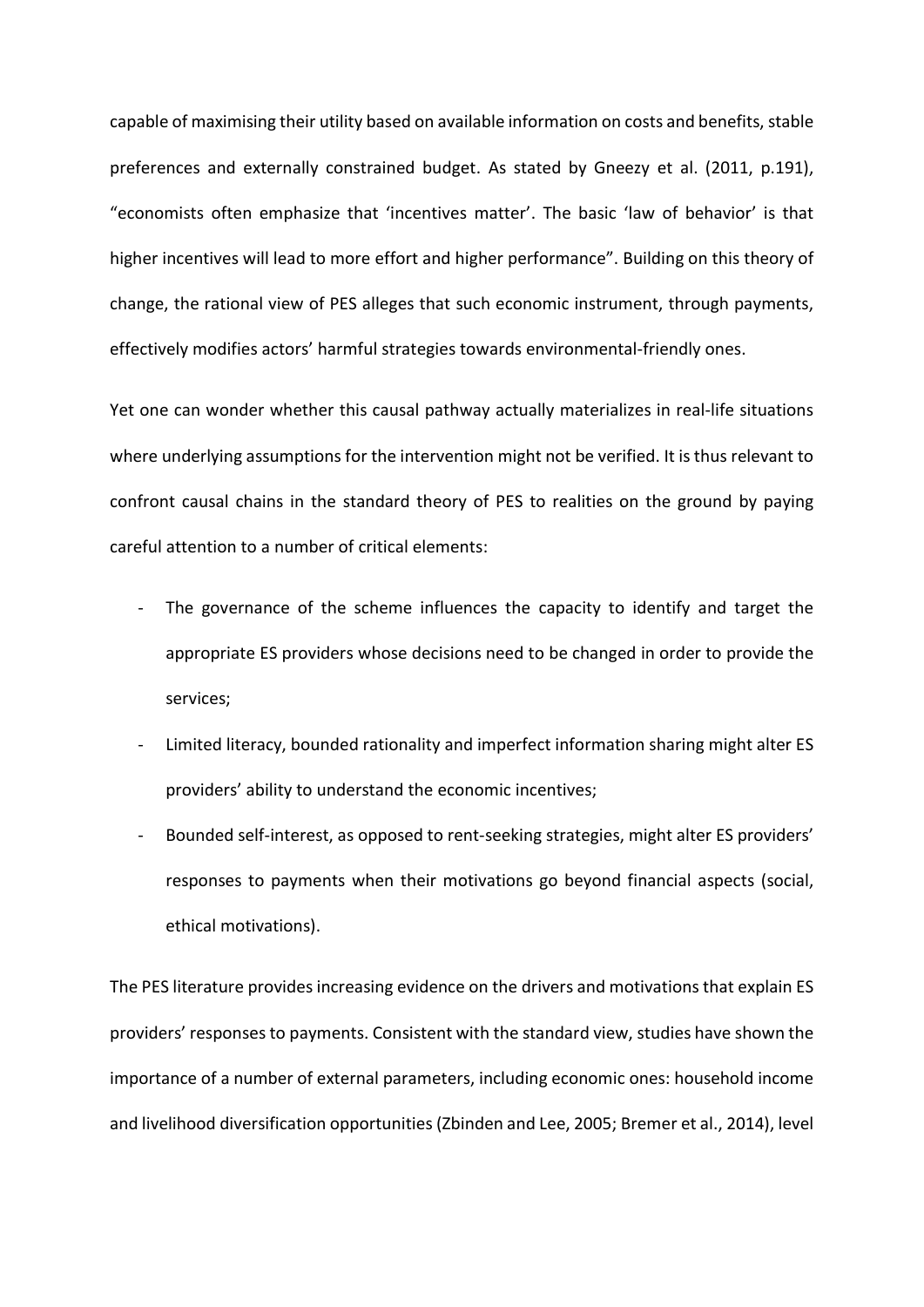capable of maximising their utility based on available information on costs and benefits, stable preferences and externally constrained budget. As stated by Gneezy et al. (2011, p.191), "economists often emphasize that 'incentives matter'. The basic 'law of behavior' is that higher incentives will lead to more effort and higher performance". Building on this theory of change, the rational view of PES alleges that such economic instrument, through payments, effectively modifies actors' harmful strategies towards environmental-friendly ones.

Yet one can wonder whether this causal pathway actually materializes in real-life situations where underlying assumptions for the intervention might not be verified. It is thus relevant to confront causal chains in the standard theory of PES to realities on the ground by paying careful attention to a number of critical elements:

- The governance of the scheme influences the capacity to identify and target the appropriate ES providers whose decisions need to be changed in order to provide the services;
- Limited literacy, bounded rationality and imperfect information sharing might alter ES providers' ability to understand the economic incentives;
- Bounded self-interest, as opposed to rent-seeking strategies, might alter ES providers' responses to payments when their motivations go beyond financial aspects (social, ethical motivations).

The PES literature provides increasing evidence on the drivers and motivations that explain ES providers' responses to payments. Consistent with the standard view, studies have shown the importance of a number of external parameters, including economic ones: household income and livelihood diversification opportunities (Zbinden and Lee, 2005; Bremer et al., 2014), level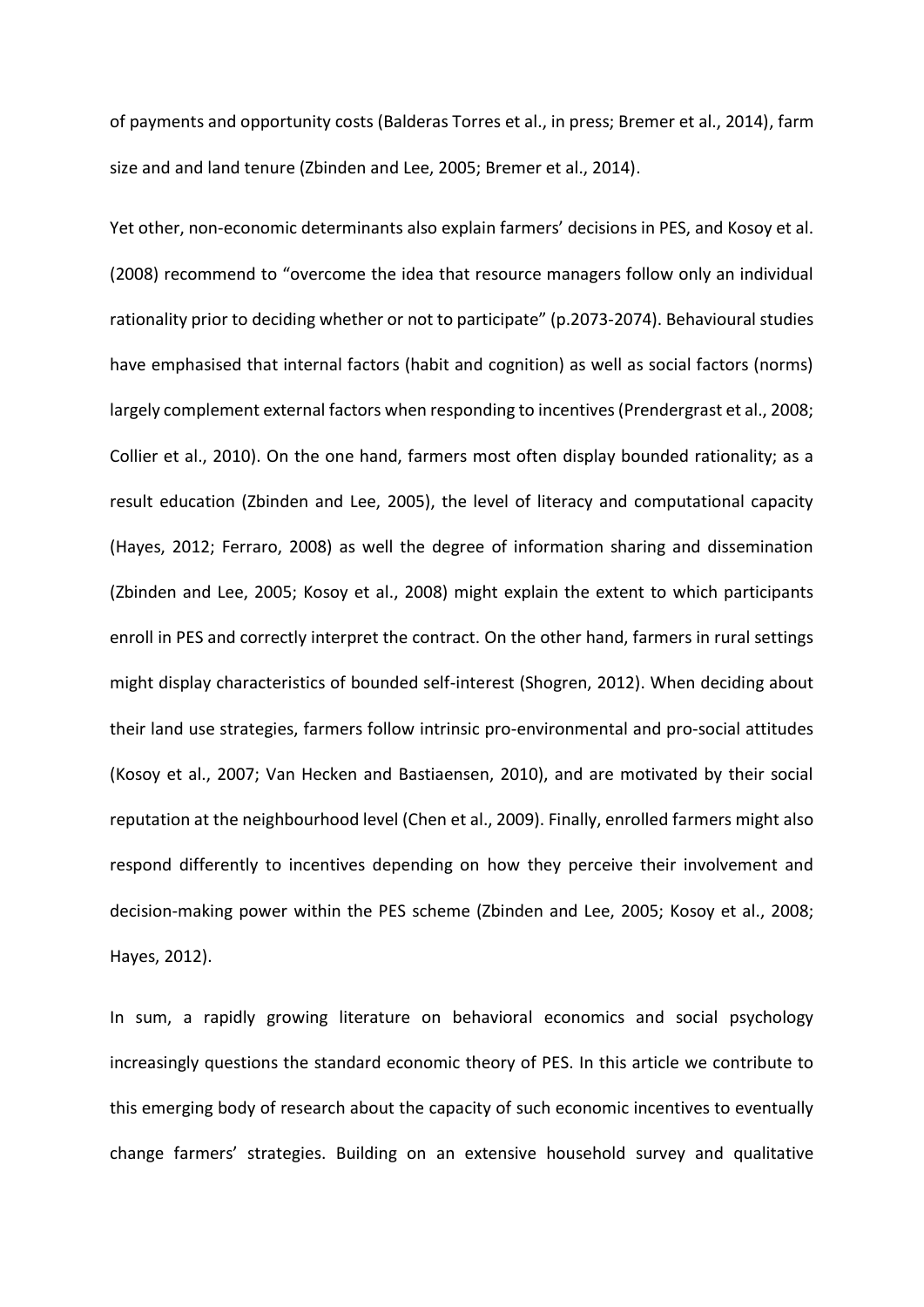of payments and opportunity costs (Balderas Torres et al., in press; Bremer et al., 2014), farm size and and land tenure (Zbinden and Lee, 2005; Bremer et al., 2014).

Yet other, non-economic determinants also explain farmers' decisions in PES, and Kosoy et al. (2008) recommend to "overcome the idea that resource managers follow only an individual rationality prior to deciding whether or not to participate" (p.2073-2074). Behavioural studies have emphasised that internal factors (habit and cognition) as well as social factors (norms) largely complement external factors when responding to incentives (Prendergrast et al., 2008; Collier et al., 2010). On the one hand, farmers most often display bounded rationality; as a result education (Zbinden and Lee, 2005), the level of literacy and computational capacity (Hayes, 2012; Ferraro, 2008) as well the degree of information sharing and dissemination (Zbinden and Lee, 2005; Kosoy et al., 2008) might explain the extent to which participants enroll in PES and correctly interpret the contract. On the other hand, farmers in rural settings might display characteristics of bounded self-interest (Shogren, 2012). When deciding about their land use strategies, farmers follow intrinsic pro-environmental and pro-social attitudes (Kosoy et al., 2007; Van Hecken and Bastiaensen, 2010), and are motivated by their social reputation at the neighbourhood level (Chen et al., 2009). Finally, enrolled farmers might also respond differently to incentives depending on how they perceive their involvement and decision-making power within the PES scheme (Zbinden and Lee, 2005; Kosoy et al., 2008; Hayes, 2012).

In sum, a rapidly growing literature on behavioral economics and social psychology increasingly questions the standard economic theory of PES. In this article we contribute to this emerging body of research about the capacity of such economic incentives to eventually change farmers' strategies. Building on an extensive household survey and qualitative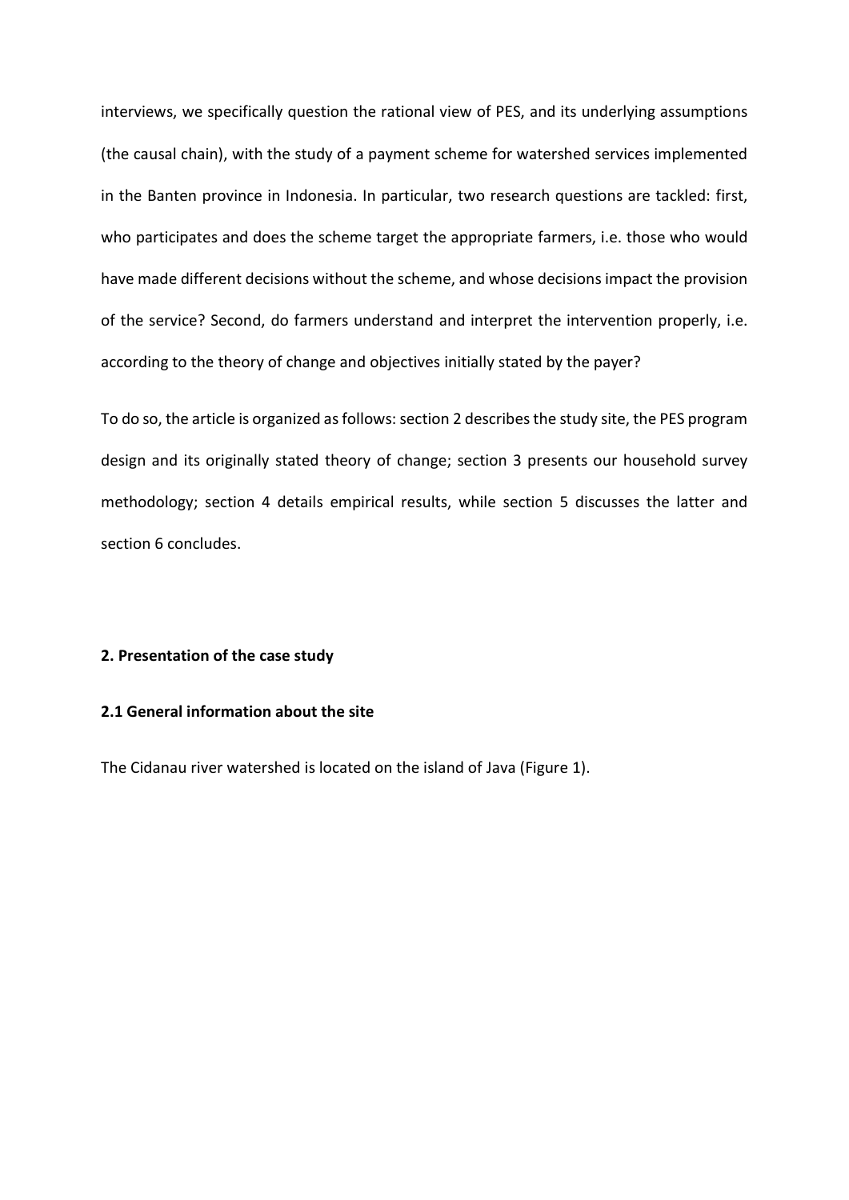interviews, we specifically question the rational view of PES, and its underlying assumptions (the causal chain), with the study of a payment scheme for watershed services implemented in the Banten province in Indonesia. In particular, two research questions are tackled: first, who participates and does the scheme target the appropriate farmers, i.e. those who would have made different decisions without the scheme, and whose decisions impact the provision of the service? Second, do farmers understand and interpret the intervention properly, i.e. according to the theory of change and objectives initially stated by the payer?

To do so, the article is organized as follows: section 2 describes the study site, the PES program design and its originally stated theory of change; section 3 presents our household survey methodology; section 4 details empirical results, while section 5 discusses the latter and section 6 concludes.

## 2. Presentation of the case study

### 2.1 General information about the site

The Cidanau river watershed is located on the island of Java (Figure 1).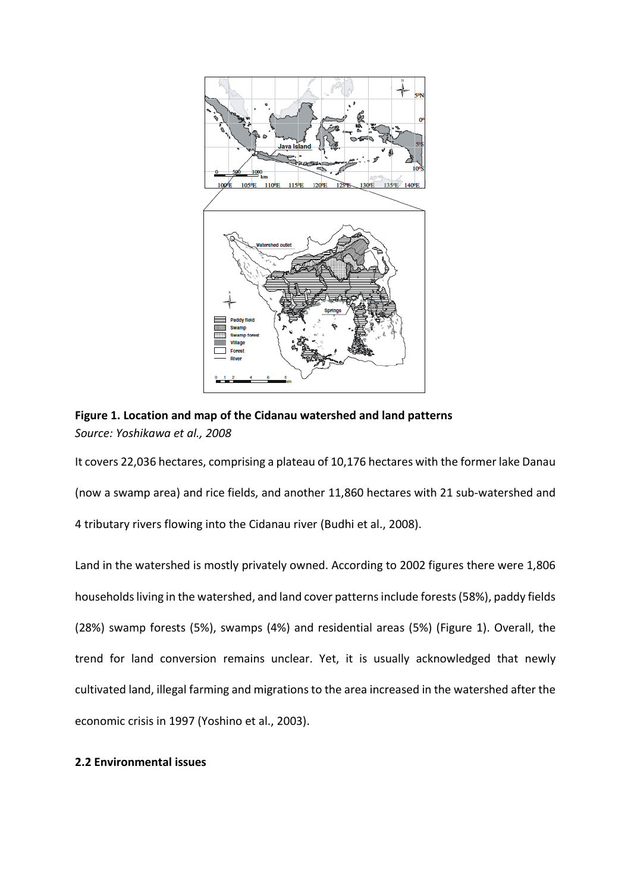**Figure 1. Location and map of the Cidanau watershed and land patterns**
*Source: Yoshikawa et al., 2008*

It covers 22,036 hectares, comprising a plateau of 10,176 hectares with the former lake Danau (now a swamp area) and rice fields, and another 11,860 hectares with 21 sub-watershed and 4 tributary rivers flowing into the Cidanau river (Budhi et al., 2008).

Land in the watershed is mostly privately owned. According to 2002 figures there were 1,806 households living in the watershed, and land cover patterns include forests (58%), paddy fields (28%) swamp forests (5%), swamps (4%) and residential areas (5%) (Figure 1). Overall, the trend for land conversion remains unclear. Yet, it is usually acknowledged that newly cultivated land, illegal farming and migrations to the area increased in the watershed after the economic crisis in 1997 (Yoshino et al., 2003).

### 2.2 Environmental issues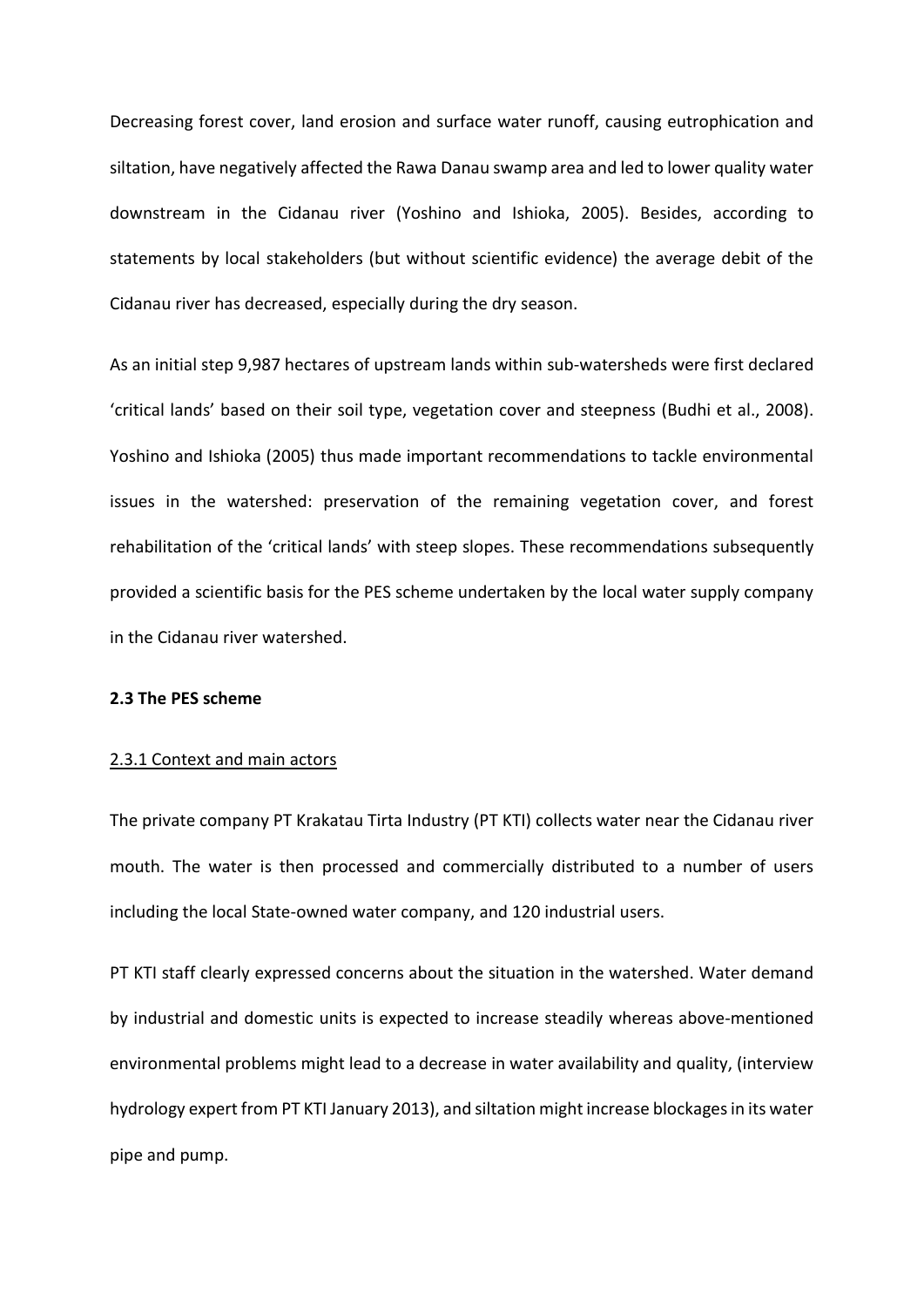Decreasing forest cover, land erosion and surface water runoff, causing eutrophication and siltation, have negatively affected the Rawa Danau swamp area and led to lower quality water downstream in the Cidanau river (Yoshino and Ishioka, 2005). Besides, according to statements by local stakeholders (but without scientific evidence) the average debit of the Cidanau river has decreased, especially during the dry season.

As an initial step 9,987 hectares of upstream lands within sub-watersheds were first declared 'critical lands' based on their soil type, vegetation cover and steepness (Budhi et al., 2008). Yoshino and Ishioka (2005) thus made important recommendations to tackle environmental issues in the watershed: preservation of the remaining vegetation cover, and forest rehabilitation of the 'critical lands' with steep slopes. These recommendations subsequently provided a scientific basis for the PES scheme undertaken by the local water supply company in the Cidanau river watershed.

### 2.3 The PES scheme

#### 2.3.1 Context and main actors

The private company PT Krakatau Tirta Industry (PT KTI) collects water near the Cidanau river mouth. The water is then processed and commercially distributed to a number of users including the local State-owned water company, and 120 industrial users.

PT KTI staff clearly expressed concerns about the situation in the watershed. Water demand by industrial and domestic units is expected to increase steadily whereas above-mentioned environmental problems might lead to a decrease in water availability and quality, (interview hydrology expert from PT KTI January 2013), and siltation might increase blockages in its water pipe and pump.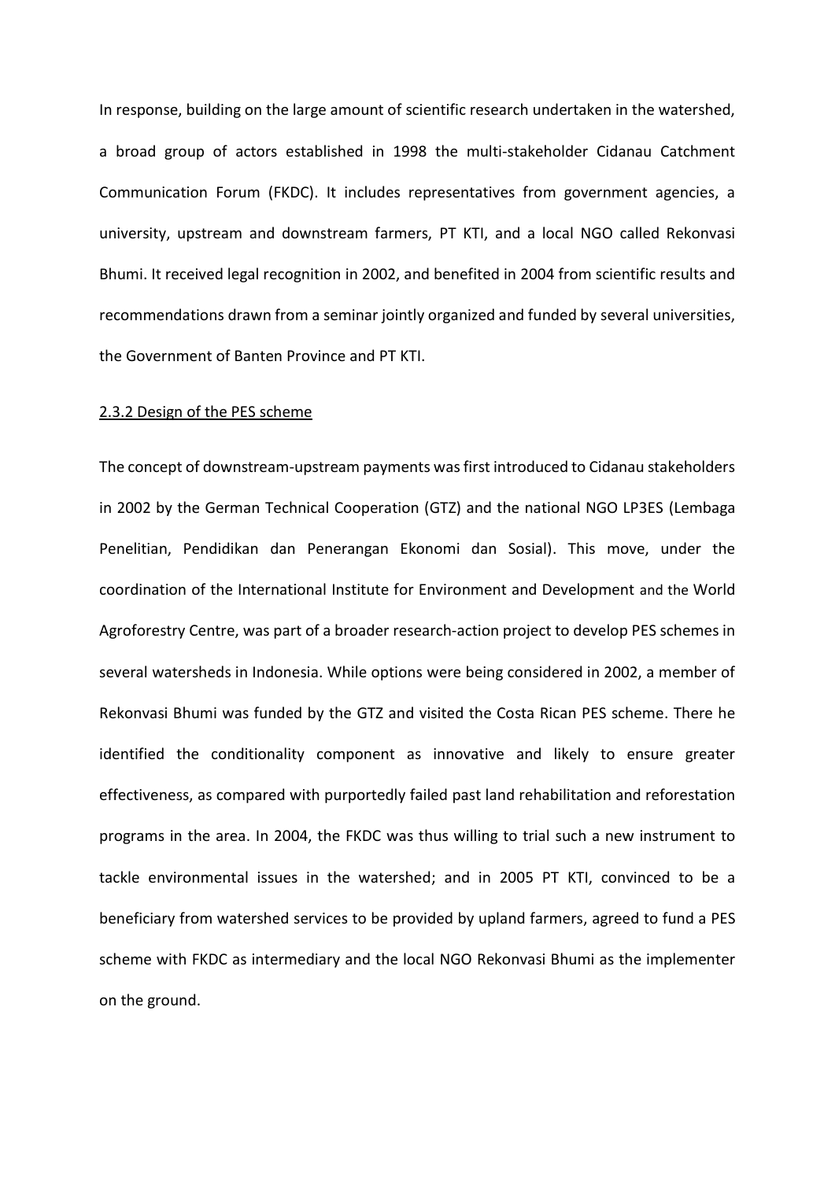In response, building on the large amount of scientific research undertaken in the watershed, a broad group of actors established in 1998 the multi-stakeholder Cidanau Catchment Communication Forum (FKDC). It includes representatives from government agencies, a university, upstream and downstream farmers, PT KTI, and a local NGO called Rekonvasi Bhumi. It received legal recognition in 2002, and benefited in 2004 from scientific results and recommendations drawn from a seminar jointly organized and funded by several universities, the Government of Banten Province and PT KTI.

### 2.3.2 Design of the PES scheme

The concept of downstream-upstream payments was first introduced to Cidanau stakeholders in 2002 by the German Technical Cooperation (GTZ) and the national NGO LP3ES (Lembaga Penelitian, Pendidikan dan Penerangan Ekonomi dan Sosial). This move, under the coordination of the International Institute for Environment and Development and the World Agroforestry Centre, was part of a broader research-action project to develop PES schemes in several watersheds in Indonesia. While options were being considered in 2002, a member of Rekonvasi Bhumi was funded by the GTZ and visited the Costa Rican PES scheme. There he identified the conditionality component as innovative and likely to ensure greater effectiveness, as compared with purportedly failed past land rehabilitation and reforestation programs in the area. In 2004, the FKDC was thus willing to trial such a new instrument to tackle environmental issues in the watershed; and in 2005 PT KTI, convinced to be a beneficiary from watershed services to be provided by upland farmers, agreed to fund a PES scheme with FKDC as intermediary and the local NGO Rekonvasi Bhumi as the implementer on the ground.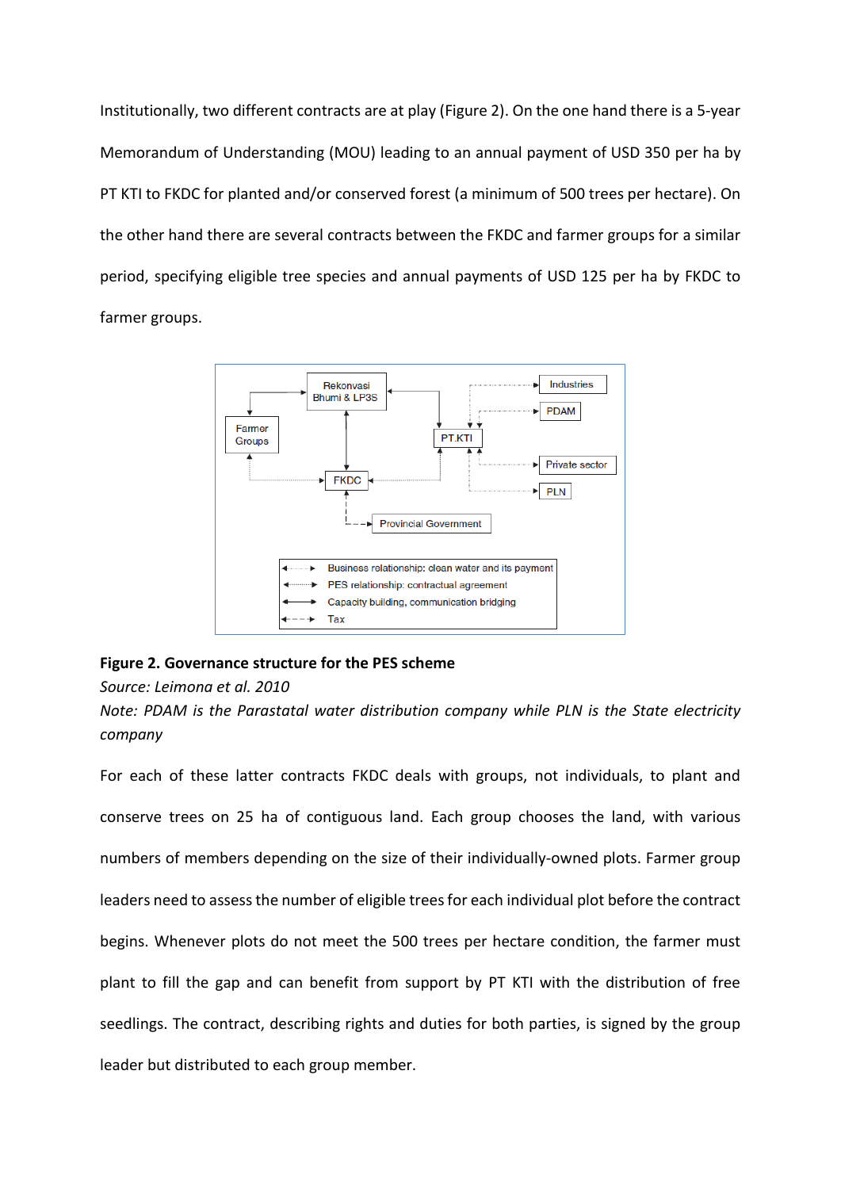Institutionally, two different contracts are at play (Figure 2). On the one hand there is a 5-year Memorandum of Understanding (MOU) leading to an annual payment of USD 350 per ha by PT KTI to FKDC for planted and/or conserved forest (a minimum of 500 trees per hectare). On the other hand there are several contracts between the FKDC and farmer groups for a similar period, specifying eligible tree species and annual payments of USD 125 per ha by FKDC to farmer groups.

**Figure 2. Governance structure for the PES scheme**

*Source: Leimona et al. 2010*

*Note: PDAM is the Parastatal water distribution company while PLN is the State electricity company*

For each of these latter contracts FKDC deals with groups, not individuals, to plant and conserve trees on 25 ha of contiguous land. Each group chooses the land, with various numbers of members depending on the size of their individually-owned plots. Farmer group leaders need to assess the number of eligible trees for each individual plot before the contract begins. Whenever plots do not meet the 500 trees per hectare condition, the farmer must plant to fill the gap and can benefit from support by PT KTI with the distribution of free seedlings. The contract, describing rights and duties for both parties, is signed by the group leader but distributed to each group member.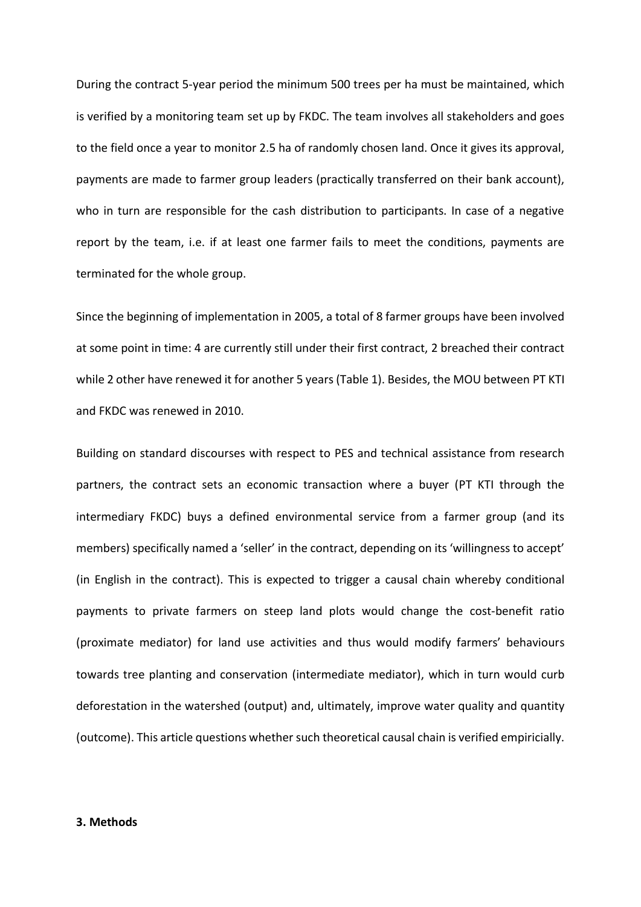During the contract 5-year period the minimum 500 trees per ha must be maintained, which is verified by a monitoring team set up by FKDC. The team involves all stakeholders and goes to the field once a year to monitor 2.5 ha of randomly chosen land. Once it gives its approval, payments are made to farmer group leaders (practically transferred on their bank account), who in turn are responsible for the cash distribution to participants. In case of a negative report by the team, i.e. if at least one farmer fails to meet the conditions, payments are terminated for the whole group.

Since the beginning of implementation in 2005, a total of 8 farmer groups have been involved at some point in time: 4 are currently still under their first contract, 2 breached their contract while 2 other have renewed it for another 5 years (Table 1). Besides, the MOU between PT KTI and FKDC was renewed in 2010.

Building on standard discourses with respect to PES and technical assistance from research partners, the contract sets an economic transaction where a buyer (PT KTI through the intermediary FKDC) buys a defined environmental service from a farmer group (and its members) specifically named a 'seller' in the contract, depending on its 'willingness to accept' (in English in the contract). This is expected to trigger a causal chain whereby conditional payments to private farmers on steep land plots would change the cost-benefit ratio (proximate mediator) for land use activities and thus would modify farmers' behaviours towards tree planting and conservation (intermediate mediator), which in turn would curb deforestation in the watershed (output) and, ultimately, improve water quality and quantity (outcome). This article questions whether such theoretical causal chain is verified empiricially.

## 3. Methods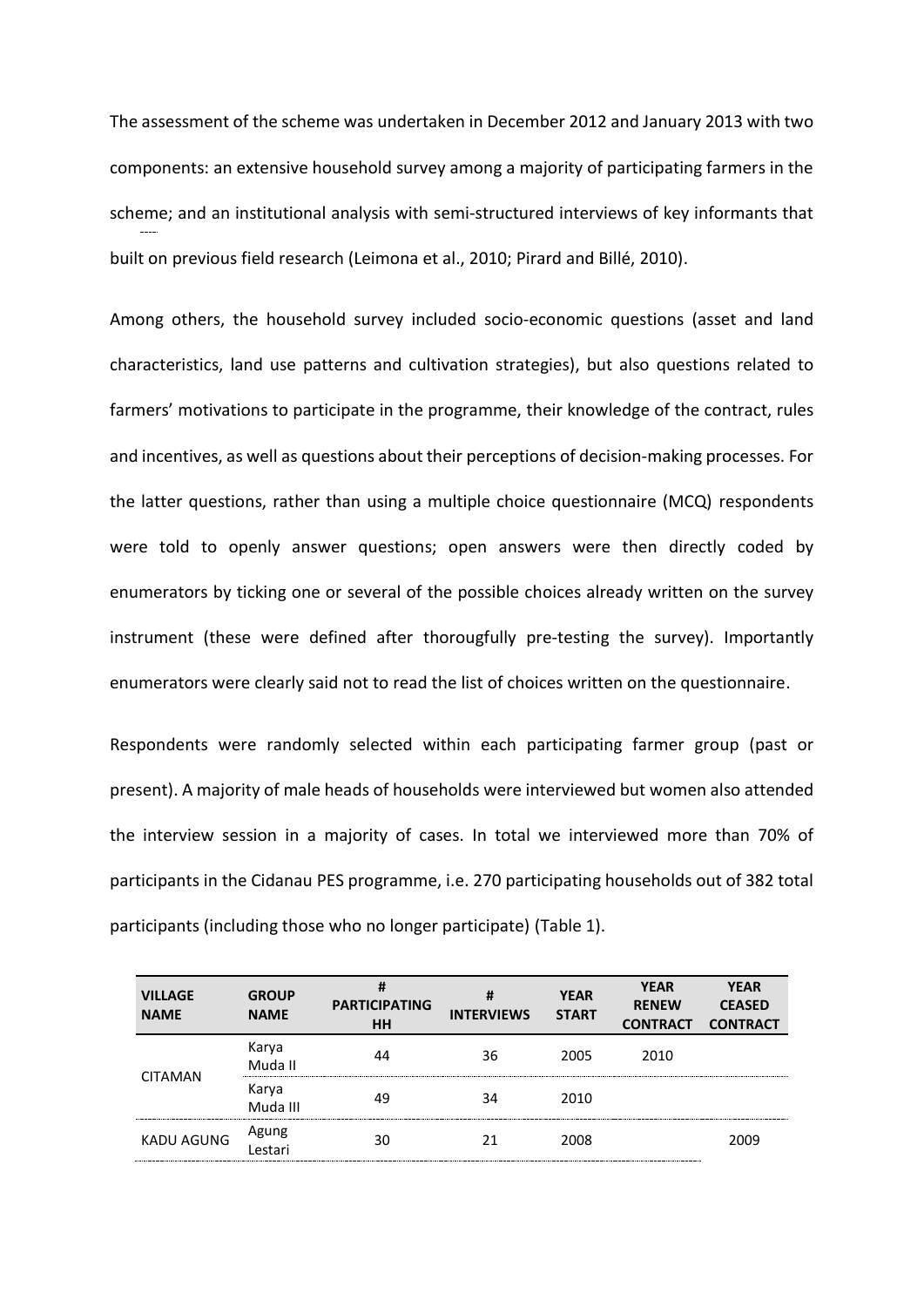The assessment of the scheme was undertaken in December 2012 and January 2013 with two components: an extensive household survey among a majority of participating farmers in the scheme; and an institutional analysis with semi-structured interviews of key informants that built on previous field research (Leimona et al., 2010; Pirard and Billé, 2010).

Among others, the household survey included socio-economic questions (asset and land characteristics, land use patterns and cultivation strategies), but also questions related to farmers' motivations to participate in the programme, their knowledge of the contract, rules and incentives, as well as questions about their perceptions of decision-making processes. For the latter questions, rather than using a multiple choice questionnaire (MCQ) respondents were told to openly answer questions; open answers were then directly coded by enumerators by ticking one or several of the possible choices already written on the survey instrument (these were defined after thorougfully pre-testing the survey). Importantly enumerators were clearly said not to read the list of choices written on the questionnaire.

Respondents were randomly selected within each participating farmer group (past or present). A majority of male heads of households were interviewed but women also attended the interview session in a majority of cases. In total we interviewed more than 70% of participants in the Cidanau PES programme, i.e. 270 participating households out of 382 total participants (including those who no longer participate) (Table 1).

| VILLAGE NAME | GROUP NAME | # PARTICIPATING HH | # INTERVIEWS | YEAR START | YEAR RENEW CONTRACT | YEAR CEASED CONTRACT |
|---|---|---|---|---|---|---|
| CITAMAN | Karya Muda II | 44 | 36 | 2005 | 2010 | |
| | Karya Muda III | 49 | 34 | 2010 | | |
| KADU AGUNG | Agung Lestari | 30 | 21 | 2008 | | 2009 |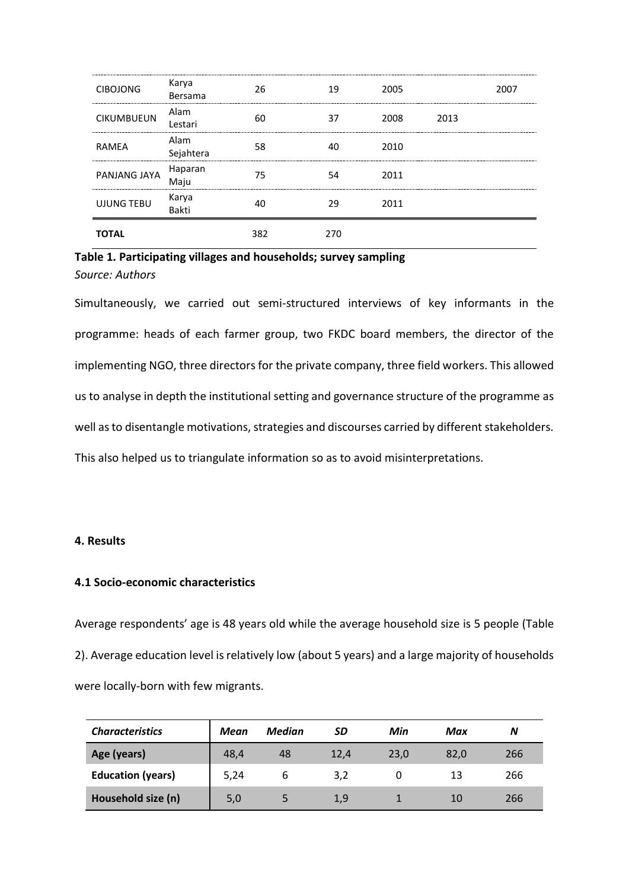| | | | | | | |
|---|---|---|---|---|---|---|
| CIBOJONG | Karya Bersama | 26 | 19 | 2005 | | 2007 |
| CIKUMBUEUN | Alam Lestari | 60 | 37 | 2008 | 2013 | |
| RAMEA | Alam Sejahtera | 58 | 40 | 2010 | | |
| PANJANG JAYA | Haparan Maju | 75 | 54 | 2011 | | |
| UJUNG TEBU | Karya Bakti | 40 | 29 | 2011 | | |
| **TOTAL** | | 382 | 270 | | | |

**Table 1. Participating villages and households; survey sampling**

*Source: Authors*

Simultaneously, we carried out semi-structured interviews of key informants in the programme: heads of each farmer group, two FKDC board members, the director of the implementing NGO, three directors for the private company, three field workers. This allowed us to analyse in depth the institutional setting and governance structure of the programme as well as to disentangle motivations, strategies and discourses carried by different stakeholders. This also helped us to triangulate information so as to avoid misinterpretations.

## 4. Results

### 4.1 Socio-economic characteristics

Average respondents' age is 48 years old while the average household size is 5 people (Table 2). Average education level is relatively low (about 5 years) and a large majority of households were locally-born with few migrants.

| *Characteristics* | *Mean* | *Median* | *SD* | *Min* | *Max* | *N* |
|---|---|---|---|---|---|---|
| **Age (years)** | 48,4 | 48 | 12,4 | 23,0 | 82,0 | 266 |
| **Education (years)** | 5,24 | 6 | 3,2 | 0 | 13 | 266 |
| **Household size (n)** | 5,0 | 5 | 1,9 | 1 | 10 | 266 |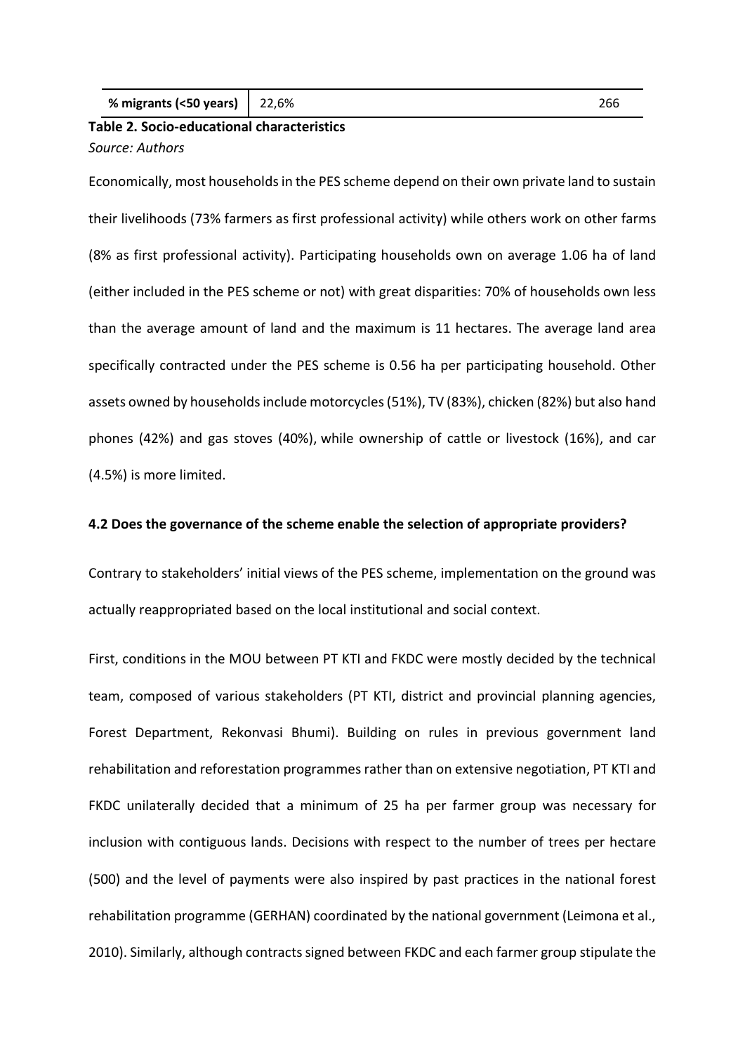| % migrants (<50 years) | 22,6% | 266 |
|---|---|---|

**Table 2. Socio-educational characteristics**

*Source: Authors*

Economically, most households in the PES scheme depend on their own private land to sustain their livelihoods (73% farmers as first professional activity) while others work on other farms (8% as first professional activity). Participating households own on average 1.06 ha of land (either included in the PES scheme or not) with great disparities: 70% of households own less than the average amount of land and the maximum is 11 hectares. The average land area specifically contracted under the PES scheme is 0.56 ha per participating household. Other assets owned by households include motorcycles (51%), TV (83%), chicken (82%) but also hand phones (42%) and gas stoves (40%), while ownership of cattle or livestock (16%), and car (4.5%) is more limited.

### 4.2 Does the governance of the scheme enable the selection of appropriate providers?

Contrary to stakeholders' initial views of the PES scheme, implementation on the ground was actually reappropriated based on the local institutional and social context.

First, conditions in the MOU between PT KTI and FKDC were mostly decided by the technical team, composed of various stakeholders (PT KTI, district and provincial planning agencies, Forest Department, Rekonvasi Bhumi). Building on rules in previous government land rehabilitation and reforestation programmes rather than on extensive negotiation, PT KTI and FKDC unilaterally decided that a minimum of 25 ha per farmer group was necessary for inclusion with contiguous lands. Decisions with respect to the number of trees per hectare (500) and the level of payments were also inspired by past practices in the national forest rehabilitation programme (GERHAN) coordinated by the national government (Leimona et al., 2010). Similarly, although contracts signed between FKDC and each farmer group stipulate the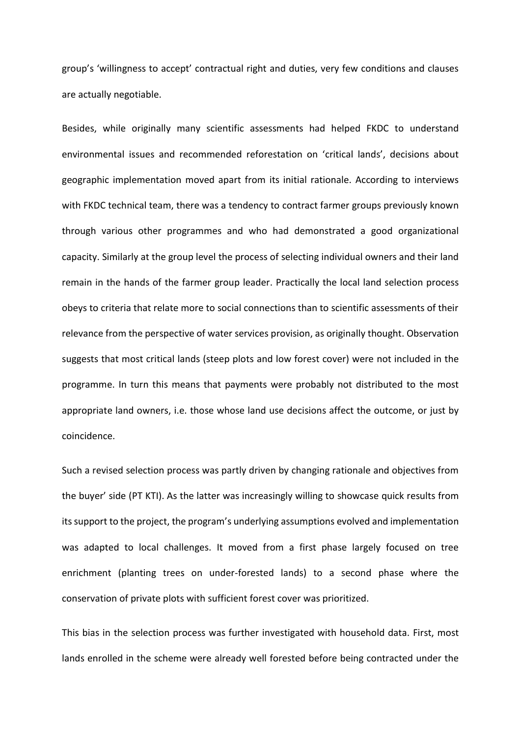group's 'willingness to accept' contractual right and duties, very few conditions and clauses are actually negotiable.

Besides, while originally many scientific assessments had helped FKDC to understand environmental issues and recommended reforestation on 'critical lands', decisions about geographic implementation moved apart from its initial rationale. According to interviews with FKDC technical team, there was a tendency to contract farmer groups previously known through various other programmes and who had demonstrated a good organizational capacity. Similarly at the group level the process of selecting individual owners and their land remain in the hands of the farmer group leader. Practically the local land selection process obeys to criteria that relate more to social connections than to scientific assessments of their relevance from the perspective of water services provision, as originally thought. Observation suggests that most critical lands (steep plots and low forest cover) were not included in the programme. In turn this means that payments were probably not distributed to the most appropriate land owners, i.e. those whose land use decisions affect the outcome, or just by coincidence.

Such a revised selection process was partly driven by changing rationale and objectives from the buyer' side (PT KTI). As the latter was increasingly willing to showcase quick results from its support to the project, the program's underlying assumptions evolved and implementation was adapted to local challenges. It moved from a first phase largely focused on tree enrichment (planting trees on under-forested lands) to a second phase where the conservation of private plots with sufficient forest cover was prioritized.

This bias in the selection process was further investigated with household data. First, most lands enrolled in the scheme were already well forested before being contracted under the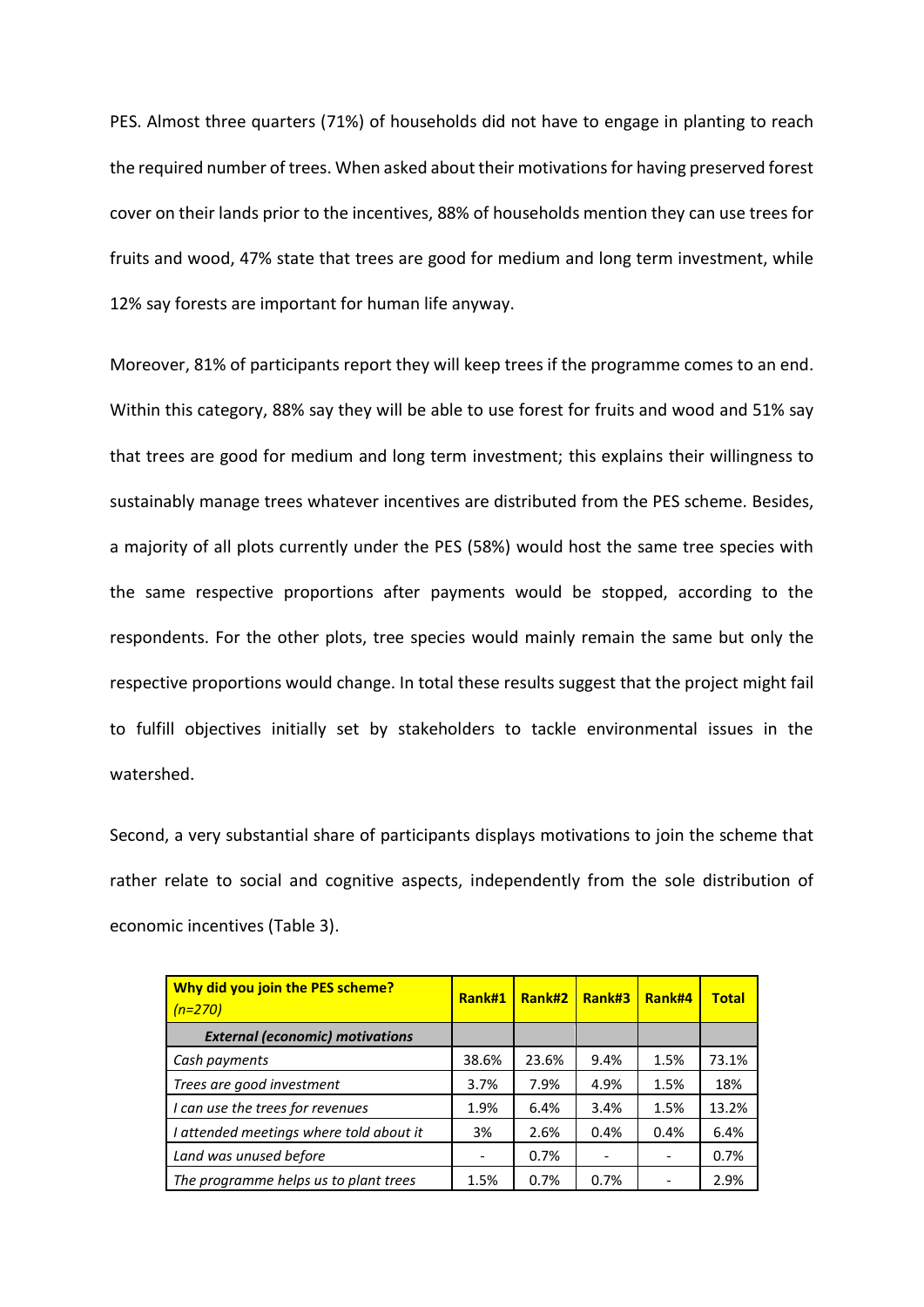PES. Almost three quarters (71%) of households did not have to engage in planting to reach the required number of trees. When asked about their motivations for having preserved forest cover on their lands prior to the incentives, 88% of households mention they can use trees for fruits and wood, 47% state that trees are good for medium and long term investment, while 12% say forests are important for human life anyway.

Moreover, 81% of participants report they will keep trees if the programme comes to an end. Within this category, 88% say they will be able to use forest for fruits and wood and 51% say that trees are good for medium and long term investment; this explains their willingness to sustainably manage trees whatever incentives are distributed from the PES scheme. Besides, a majority of all plots currently under the PES (58%) would host the same tree species with the same respective proportions after payments would be stopped, according to the respondents. For the other plots, tree species would mainly remain the same but only the respective proportions would change. In total these results suggest that the project might fail to fulfill objectives initially set by stakeholders to tackle environmental issues in the watershed.

Second, a very substantial share of participants displays motivations to join the scheme that rather relate to social and cognitive aspects, independently from the sole distribution of economic incentives (Table 3).

| **Why did you join the PES scheme?** *(n=270)* | **Rank#1** | **Rank#2** | **Rank#3** | **Rank#4** | **Total** |
|---|---|---|---|---|---|
| ***External (economic) motivations*** | | | | | |
| *Cash payments* | 38.6% | 23.6% | 9.4% | 1.5% | 73.1% |
| *Trees are good investment* | 3.7% | 7.9% | 4.9% | 1.5% | 18% |
| *I can use the trees for revenues* | 1.9% | 6.4% | 3.4% | 1.5% | 13.2% |
| *I attended meetings where told about it* | 3% | 2.6% | 0.4% | 0.4% | 6.4% |
| *Land was unused before* | - | 0.7% | - | - | 0.7% |
| *The programme helps us to plant trees* | 1.5% | 0.7% | 0.7% | - | 2.9% |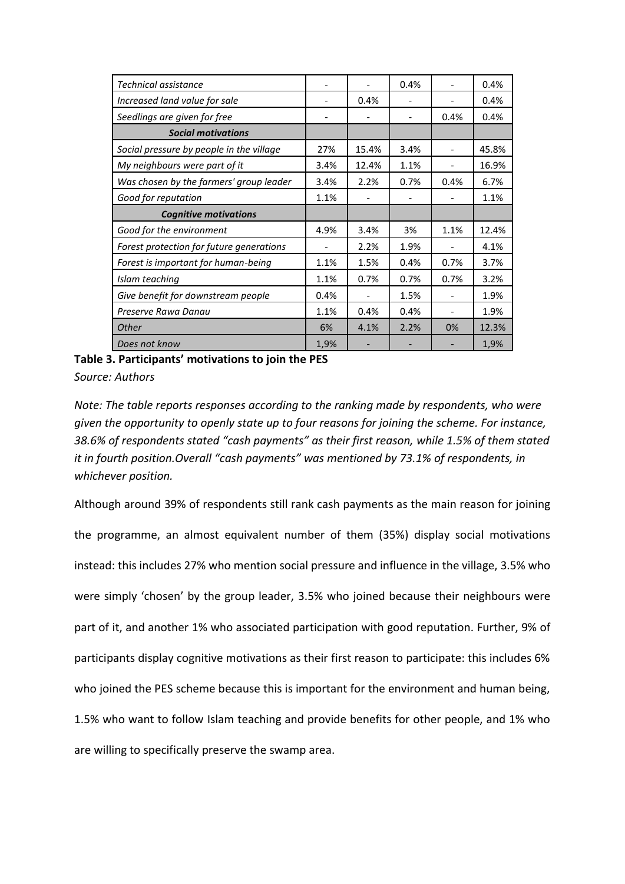| | | | | | |
|---|---|---|---|---|---|
| *Technical assistance* | - | - | 0.4% | - | 0.4% |
| *Increased land value for sale* | - | 0.4% | - | - | 0.4% |
| *Seedlings are given for free* | - | - | - | 0.4% | 0.4% |
| ***Social motivations*** | | | | | |
| *Social pressure by people in the village* | 27% | 15.4% | 3.4% | - | 45.8% |
| *My neighbours were part of it* | 3.4% | 12.4% | 1.1% | - | 16.9% |
| *Was chosen by the farmers' group leader* | 3.4% | 2.2% | 0.7% | 0.4% | 6.7% |
| *Good for reputation* | 1.1% | - | - | - | 1.1% |
| ***Cognitive motivations*** | | | | | |
| *Good for the environment* | 4.9% | 3.4% | 3% | 1.1% | 12.4% |
| *Forest protection for future generations* | - | 2.2% | 1.9% | - | 4.1% |
| *Forest is important for human-being* | 1.1% | 1.5% | 0.4% | 0.7% | 3.7% |
| *Islam teaching* | 1.1% | 0.7% | 0.7% | 0.7% | 3.2% |
| *Give benefit for downstream people* | 0.4% | - | 1.5% | - | 1.9% |
| *Preserve Rawa Danau* | 1.1% | 0.4% | 0.4% | - | 1.9% |
| *Other* | 6% | 4.1% | 2.2% | 0% | 12.3% |
| *Does not know* | 1,9% | - | - | - | 1,9% |

**Table 3. Participants' motivations to join the PES**

*Source: Authors*

*Note: The table reports responses according to the ranking made by respondents, who were given the opportunity to openly state up to four reasons for joining the scheme. For instance, 38.6% of respondents stated "cash payments" as their first reason, while 1.5% of them stated it in fourth position.Overall "cash payments" was mentioned by 73.1% of respondents, in whichever position.*

Although around 39% of respondents still rank cash payments as the main reason for joining the programme, an almost equivalent number of them (35%) display social motivations instead: this includes 27% who mention social pressure and influence in the village, 3.5% who were simply 'chosen' by the group leader, 3.5% who joined because their neighbours were part of it, and another 1% who associated participation with good reputation. Further, 9% of participants display cognitive motivations as their first reason to participate: this includes 6% who joined the PES scheme because this is important for the environment and human being, 1.5% who want to follow Islam teaching and provide benefits for other people, and 1% who are willing to specifically preserve the swamp area.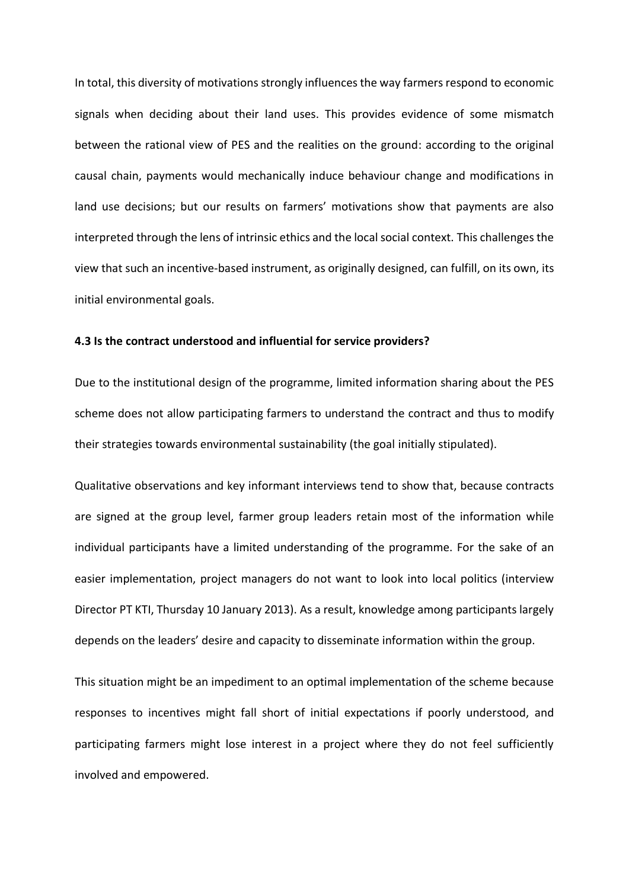In total, this diversity of motivations strongly influences the way farmers respond to economic signals when deciding about their land uses. This provides evidence of some mismatch between the rational view of PES and the realities on the ground: according to the original causal chain, payments would mechanically induce behaviour change and modifications in land use decisions; but our results on farmers' motivations show that payments are also interpreted through the lens of intrinsic ethics and the local social context. This challenges the view that such an incentive-based instrument, as originally designed, can fulfill, on its own, its initial environmental goals.

### 4.3 Is the contract understood and influential for service providers?

Due to the institutional design of the programme, limited information sharing about the PES scheme does not allow participating farmers to understand the contract and thus to modify their strategies towards environmental sustainability (the goal initially stipulated).

Qualitative observations and key informant interviews tend to show that, because contracts are signed at the group level, farmer group leaders retain most of the information while individual participants have a limited understanding of the programme. For the sake of an easier implementation, project managers do not want to look into local politics (interview Director PT KTI, Thursday 10 January 2013). As a result, knowledge among participants largely depends on the leaders' desire and capacity to disseminate information within the group.

This situation might be an impediment to an optimal implementation of the scheme because responses to incentives might fall short of initial expectations if poorly understood, and participating farmers might lose interest in a project where they do not feel sufficiently involved and empowered.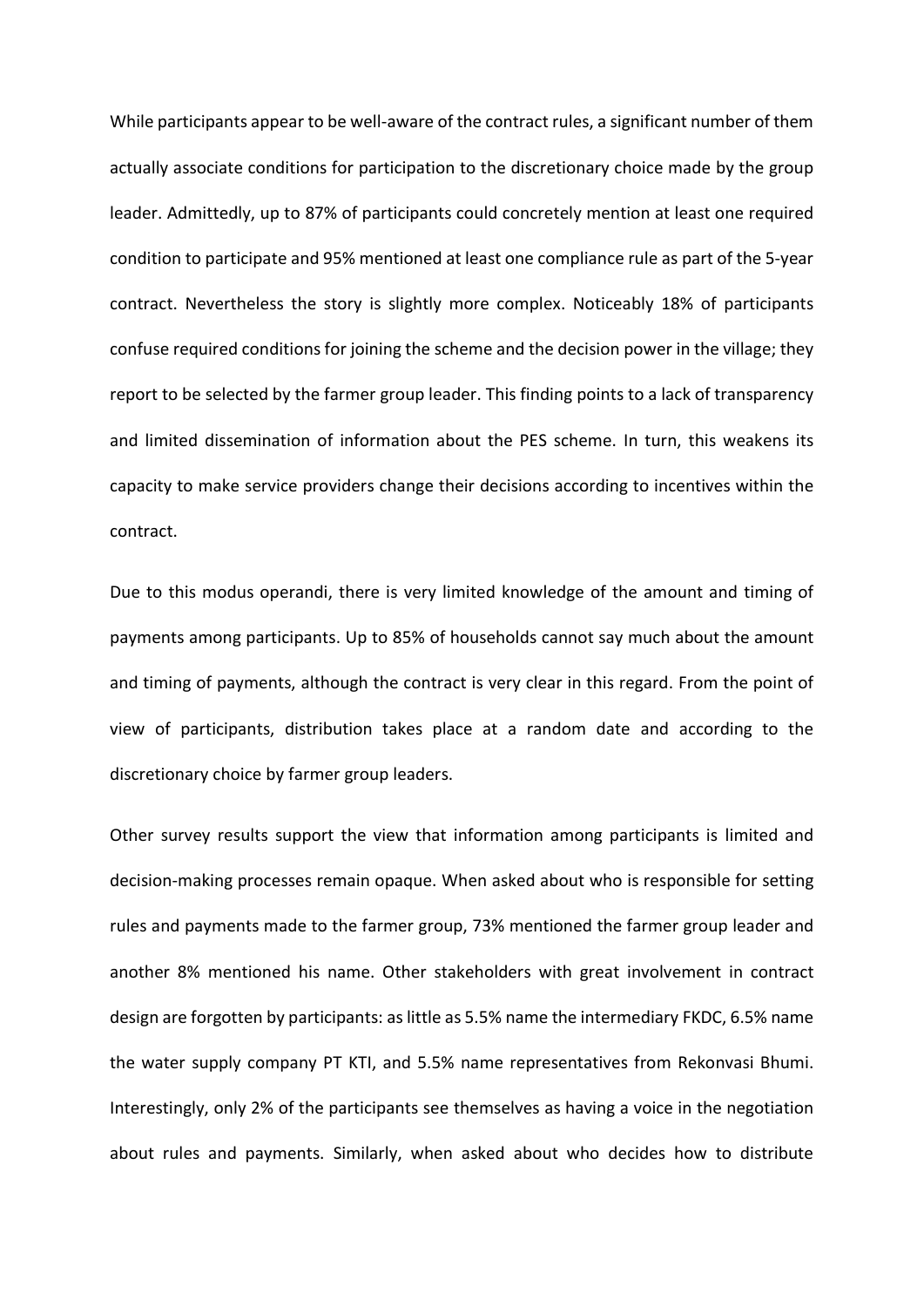While participants appear to be well-aware of the contract rules, a significant number of them actually associate conditions for participation to the discretionary choice made by the group leader. Admittedly, up to 87% of participants could concretely mention at least one required condition to participate and 95% mentioned at least one compliance rule as part of the 5-year contract. Nevertheless the story is slightly more complex. Noticeably 18% of participants confuse required conditions for joining the scheme and the decision power in the village; they report to be selected by the farmer group leader. This finding points to a lack of transparency and limited dissemination of information about the PES scheme. In turn, this weakens its capacity to make service providers change their decisions according to incentives within the contract.

Due to this modus operandi, there is very limited knowledge of the amount and timing of payments among participants. Up to 85% of households cannot say much about the amount and timing of payments, although the contract is very clear in this regard. From the point of view of participants, distribution takes place at a random date and according to the discretionary choice by farmer group leaders.

Other survey results support the view that information among participants is limited and decision-making processes remain opaque. When asked about who is responsible for setting rules and payments made to the farmer group, 73% mentioned the farmer group leader and another 8% mentioned his name. Other stakeholders with great involvement in contract design are forgotten by participants: as little as 5.5% name the intermediary FKDC, 6.5% name the water supply company PT KTI, and 5.5% name representatives from Rekonvasi Bhumi. Interestingly, only 2% of the participants see themselves as having a voice in the negotiation about rules and payments. Similarly, when asked about who decides how to distribute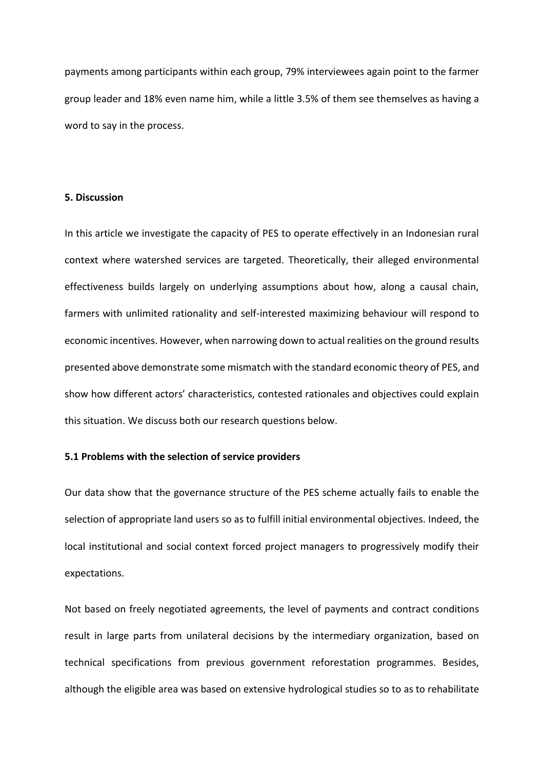payments among participants within each group, 79% interviewees again point to the farmer group leader and 18% even name him, while a little 3.5% of them see themselves as having a word to say in the process.

## 5. Discussion

In this article we investigate the capacity of PES to operate effectively in an Indonesian rural context where watershed services are targeted. Theoretically, their alleged environmental effectiveness builds largely on underlying assumptions about how, along a causal chain, farmers with unlimited rationality and self-interested maximizing behaviour will respond to economic incentives. However, when narrowing down to actual realities on the ground results presented above demonstrate some mismatch with the standard economic theory of PES, and show how different actors' characteristics, contested rationales and objectives could explain this situation. We discuss both our research questions below.

### 5.1 Problems with the selection of service providers

Our data show that the governance structure of the PES scheme actually fails to enable the selection of appropriate land users so as to fulfill initial environmental objectives. Indeed, the local institutional and social context forced project managers to progressively modify their expectations.

Not based on freely negotiated agreements, the level of payments and contract conditions result in large parts from unilateral decisions by the intermediary organization, based on technical specifications from previous government reforestation programmes. Besides, although the eligible area was based on extensive hydrological studies so to as to rehabilitate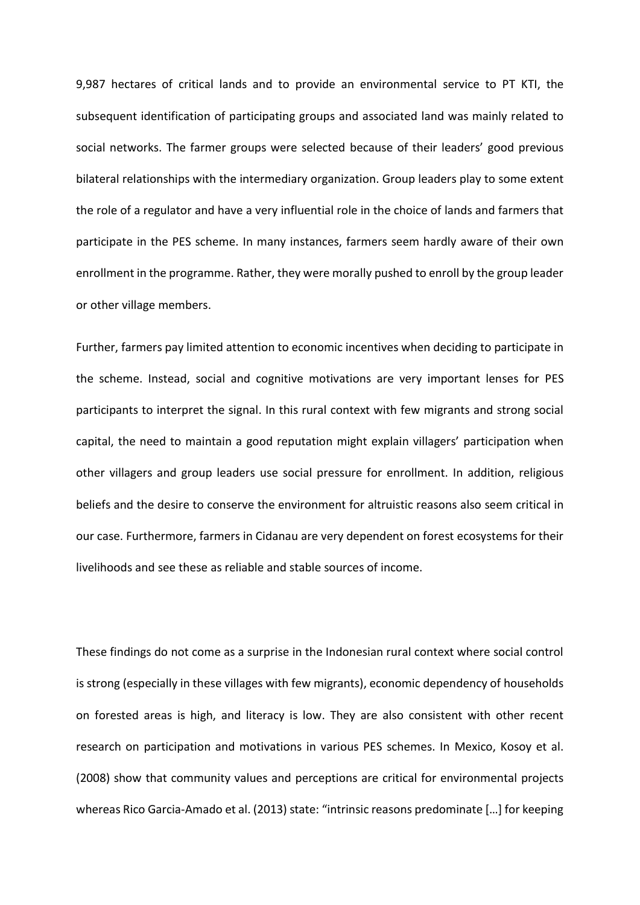9,987 hectares of critical lands and to provide an environmental service to PT KTI, the subsequent identification of participating groups and associated land was mainly related to social networks. The farmer groups were selected because of their leaders' good previous bilateral relationships with the intermediary organization. Group leaders play to some extent the role of a regulator and have a very influential role in the choice of lands and farmers that participate in the PES scheme. In many instances, farmers seem hardly aware of their own enrollment in the programme. Rather, they were morally pushed to enroll by the group leader or other village members.

Further, farmers pay limited attention to economic incentives when deciding to participate in the scheme. Instead, social and cognitive motivations are very important lenses for PES participants to interpret the signal. In this rural context with few migrants and strong social capital, the need to maintain a good reputation might explain villagers' participation when other villagers and group leaders use social pressure for enrollment. In addition, religious beliefs and the desire to conserve the environment for altruistic reasons also seem critical in our case. Furthermore, farmers in Cidanau are very dependent on forest ecosystems for their livelihoods and see these as reliable and stable sources of income.

These findings do not come as a surprise in the Indonesian rural context where social control is strong (especially in these villages with few migrants), economic dependency of households on forested areas is high, and literacy is low. They are also consistent with other recent research on participation and motivations in various PES schemes. In Mexico, Kosoy et al. (2008) show that community values and perceptions are critical for environmental projects whereas Rico Garcia-Amado et al. (2013) state: "intrinsic reasons predominate […] for keeping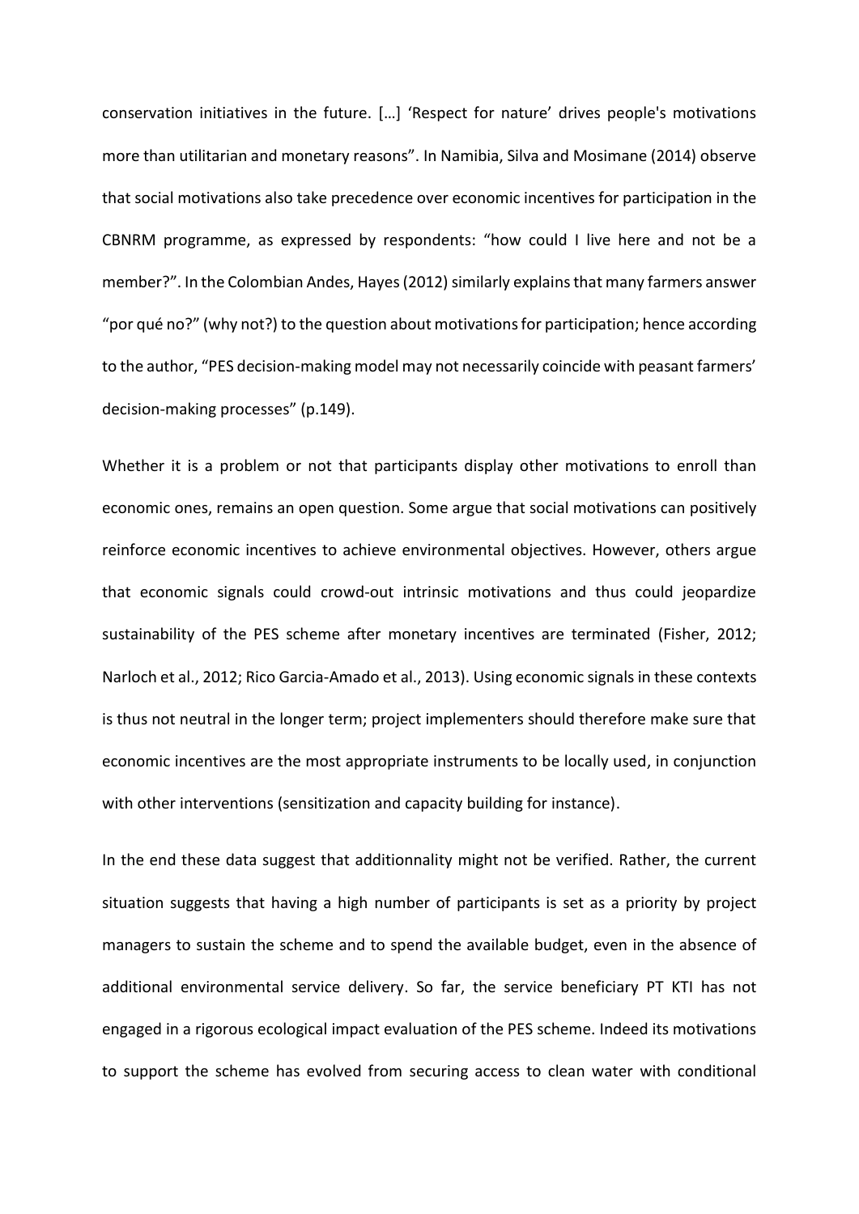conservation initiatives in the future. […] 'Respect for nature' drives people's motivations more than utilitarian and monetary reasons". In Namibia, Silva and Mosimane (2014) observe that social motivations also take precedence over economic incentives for participation in the CBNRM programme, as expressed by respondents: "how could I live here and not be a member?". In the Colombian Andes, Hayes (2012) similarly explains that many farmers answer "por qué no?" (why not?) to the question about motivations for participation; hence according to the author, "PES decision-making model may not necessarily coincide with peasant farmers' decision-making processes" (p.149).

Whether it is a problem or not that participants display other motivations to enroll than economic ones, remains an open question. Some argue that social motivations can positively reinforce economic incentives to achieve environmental objectives. However, others argue that economic signals could crowd-out intrinsic motivations and thus could jeopardize sustainability of the PES scheme after monetary incentives are terminated (Fisher, 2012; Narloch et al., 2012; Rico Garcia-Amado et al., 2013). Using economic signals in these contexts is thus not neutral in the longer term; project implementers should therefore make sure that economic incentives are the most appropriate instruments to be locally used, in conjunction with other interventions (sensitization and capacity building for instance).

In the end these data suggest that additionnality might not be verified. Rather, the current situation suggests that having a high number of participants is set as a priority by project managers to sustain the scheme and to spend the available budget, even in the absence of additional environmental service delivery. So far, the service beneficiary PT KTI has not engaged in a rigorous ecological impact evaluation of the PES scheme. Indeed its motivations to support the scheme has evolved from securing access to clean water with conditional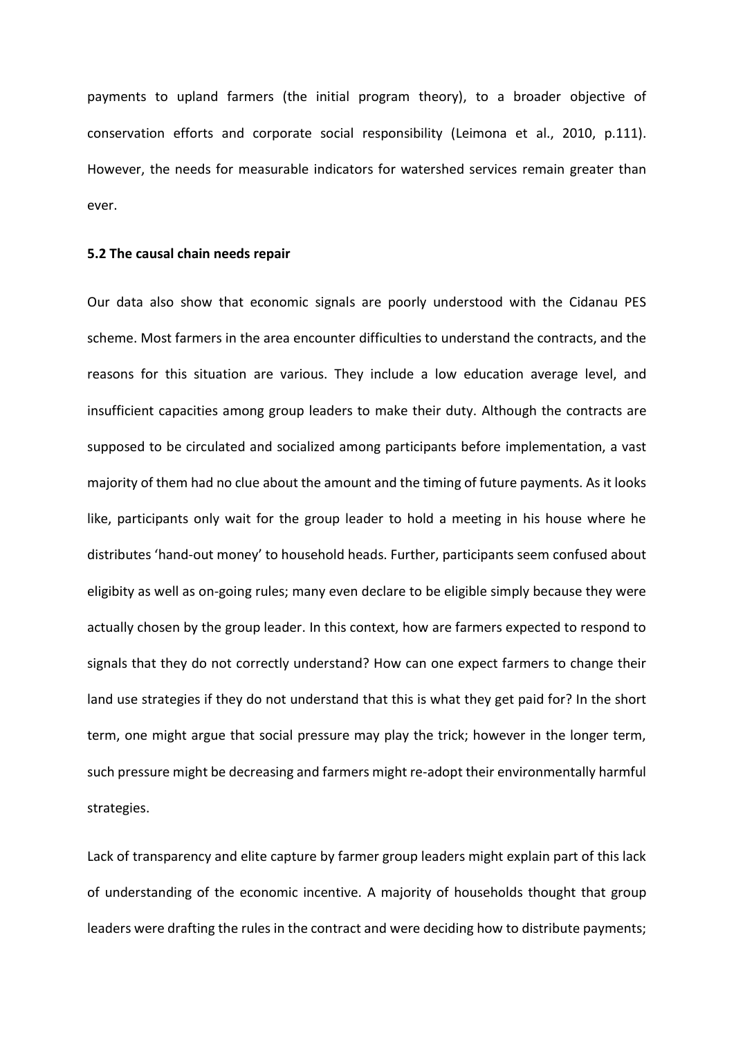payments to upland farmers (the initial program theory), to a broader objective of conservation efforts and corporate social responsibility (Leimona et al., 2010, p.111). However, the needs for measurable indicators for watershed services remain greater than ever.

### 5.2 The causal chain needs repair

Our data also show that economic signals are poorly understood with the Cidanau PES scheme. Most farmers in the area encounter difficulties to understand the contracts, and the reasons for this situation are various. They include a low education average level, and insufficient capacities among group leaders to make their duty. Although the contracts are supposed to be circulated and socialized among participants before implementation, a vast majority of them had no clue about the amount and the timing of future payments. As it looks like, participants only wait for the group leader to hold a meeting in his house where he distributes 'hand-out money' to household heads. Further, participants seem confused about eligibity as well as on-going rules; many even declare to be eligible simply because they were actually chosen by the group leader. In this context, how are farmers expected to respond to signals that they do not correctly understand? How can one expect farmers to change their land use strategies if they do not understand that this is what they get paid for? In the short term, one might argue that social pressure may play the trick; however in the longer term, such pressure might be decreasing and farmers might re-adopt their environmentally harmful strategies.

Lack of transparency and elite capture by farmer group leaders might explain part of this lack of understanding of the economic incentive. A majority of households thought that group leaders were drafting the rules in the contract and were deciding how to distribute payments;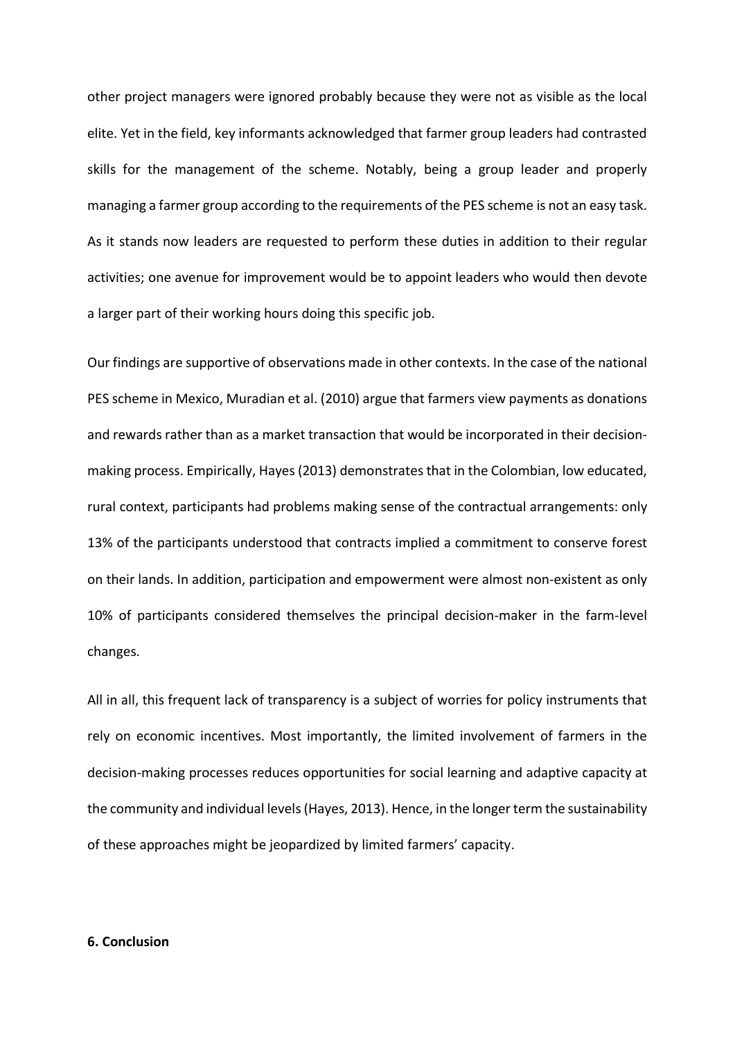other project managers were ignored probably because they were not as visible as the local elite. Yet in the field, key informants acknowledged that farmer group leaders had contrasted skills for the management of the scheme. Notably, being a group leader and properly managing a farmer group according to the requirements of the PES scheme is not an easy task. As it stands now leaders are requested to perform these duties in addition to their regular activities; one avenue for improvement would be to appoint leaders who would then devote a larger part of their working hours doing this specific job.

Our findings are supportive of observations made in other contexts. In the case of the national PES scheme in Mexico, Muradian et al. (2010) argue that farmers view payments as donations and rewards rather than as a market transaction that would be incorporated in their decision-making process. Empirically, Hayes (2013) demonstrates that in the Colombian, low educated, rural context, participants had problems making sense of the contractual arrangements: only 13% of the participants understood that contracts implied a commitment to conserve forest on their lands. In addition, participation and empowerment were almost non-existent as only 10% of participants considered themselves the principal decision-maker in the farm-level changes.

All in all, this frequent lack of transparency is a subject of worries for policy instruments that rely on economic incentives. Most importantly, the limited involvement of farmers in the decision-making processes reduces opportunities for social learning and adaptive capacity at the community and individual levels (Hayes, 2013). Hence, in the longer term the sustainability of these approaches might be jeopardized by limited farmers' capacity.

## 6. Conclusion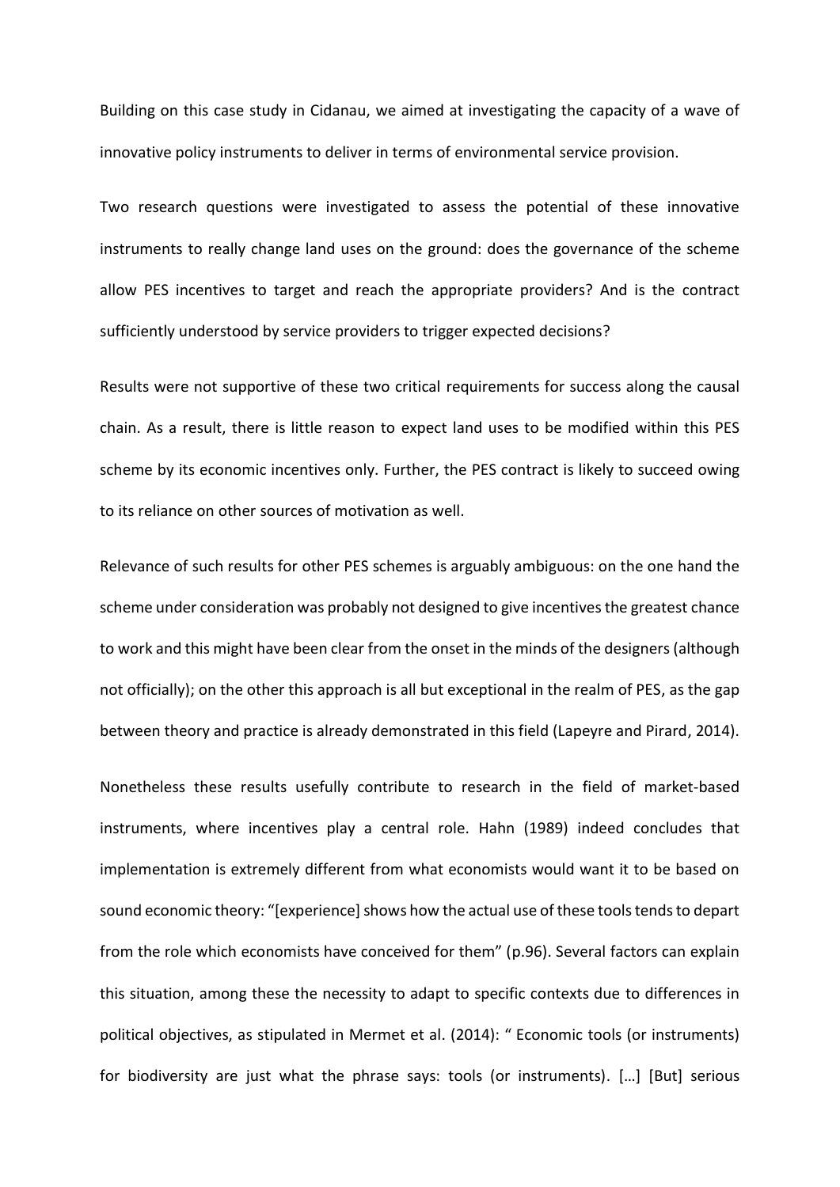Building on this case study in Cidanau, we aimed at investigating the capacity of a wave of innovative policy instruments to deliver in terms of environmental service provision.

Two research questions were investigated to assess the potential of these innovative instruments to really change land uses on the ground: does the governance of the scheme allow PES incentives to target and reach the appropriate providers? And is the contract sufficiently understood by service providers to trigger expected decisions?

Results were not supportive of these two critical requirements for success along the causal chain. As a result, there is little reason to expect land uses to be modified within this PES scheme by its economic incentives only. Further, the PES contract is likely to succeed owing to its reliance on other sources of motivation as well.

Relevance of such results for other PES schemes is arguably ambiguous: on the one hand the scheme under consideration was probably not designed to give incentives the greatest chance to work and this might have been clear from the onset in the minds of the designers (although not officially); on the other this approach is all but exceptional in the realm of PES, as the gap between theory and practice is already demonstrated in this field (Lapeyre and Pirard, 2014).

Nonetheless these results usefully contribute to research in the field of market-based instruments, where incentives play a central role. Hahn (1989) indeed concludes that implementation is extremely different from what economists would want it to be based on sound economic theory: "[experience] shows how the actual use of these tools tends to depart from the role which economists have conceived for them" (p.96). Several factors can explain this situation, among these the necessity to adapt to specific contexts due to differences in political objectives, as stipulated in Mermet et al. (2014): " Economic tools (or instruments) for biodiversity are just what the phrase says: tools (or instruments). […] [But] serious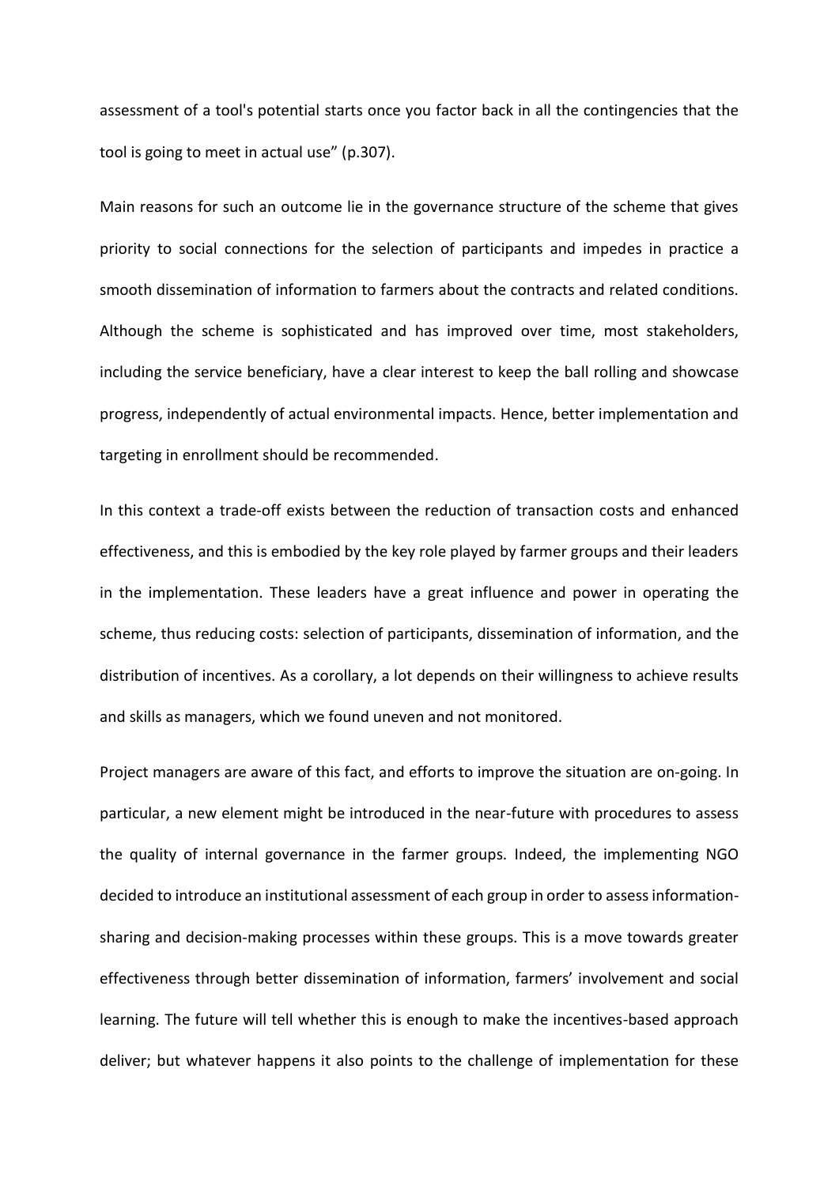assessment of a tool's potential starts once you factor back in all the contingencies that the tool is going to meet in actual use" (p.307).

Main reasons for such an outcome lie in the governance structure of the scheme that gives priority to social connections for the selection of participants and impedes in practice a smooth dissemination of information to farmers about the contracts and related conditions. Although the scheme is sophisticated and has improved over time, most stakeholders, including the service beneficiary, have a clear interest to keep the ball rolling and showcase progress, independently of actual environmental impacts. Hence, better implementation and targeting in enrollment should be recommended.

In this context a trade-off exists between the reduction of transaction costs and enhanced effectiveness, and this is embodied by the key role played by farmer groups and their leaders in the implementation. These leaders have a great influence and power in operating the scheme, thus reducing costs: selection of participants, dissemination of information, and the distribution of incentives. As a corollary, a lot depends on their willingness to achieve results and skills as managers, which we found uneven and not monitored.

Project managers are aware of this fact, and efforts to improve the situation are on-going. In particular, a new element might be introduced in the near-future with procedures to assess the quality of internal governance in the farmer groups. Indeed, the implementing NGO decided to introduce an institutional assessment of each group in order to assess information-sharing and decision-making processes within these groups. This is a move towards greater effectiveness through better dissemination of information, farmers' involvement and social learning. The future will tell whether this is enough to make the incentives-based approach deliver; but whatever happens it also points to the challenge of implementation for these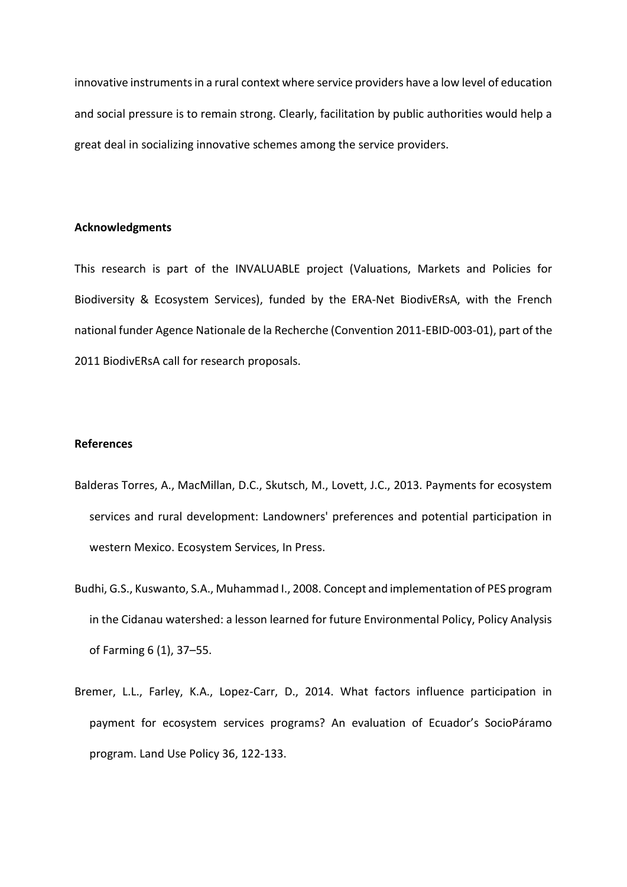innovative instruments in a rural context where service providers have a low level of education and social pressure is to remain strong. Clearly, facilitation by public authorities would help a great deal in socializing innovative schemes among the service providers.

**Acknowledgments**

This research is part of the INVALUABLE project (Valuations, Markets and Policies for Biodiversity & Ecosystem Services), funded by the ERA-Net BiodivERsA, with the French national funder Agence Nationale de la Recherche (Convention 2011-EBID-003-01), part of the 2011 BiodivERsA call for research proposals.

**References**

Balderas Torres, A., MacMillan, D.C., Skutsch, M., Lovett, J.C., 2013. Payments for ecosystem services and rural development: Landowners' preferences and potential participation in western Mexico. Ecosystem Services, In Press.

Budhi, G.S., Kuswanto, S.A., Muhammad I., 2008. Concept and implementation of PES program in the Cidanau watershed: a lesson learned for future Environmental Policy, Policy Analysis of Farming 6 (1), 37–55.

Bremer, L.L., Farley, K.A., Lopez-Carr, D., 2014. What factors influence participation in payment for ecosystem services programs? An evaluation of Ecuador's SocioPáramo program. Land Use Policy 36, 122-133.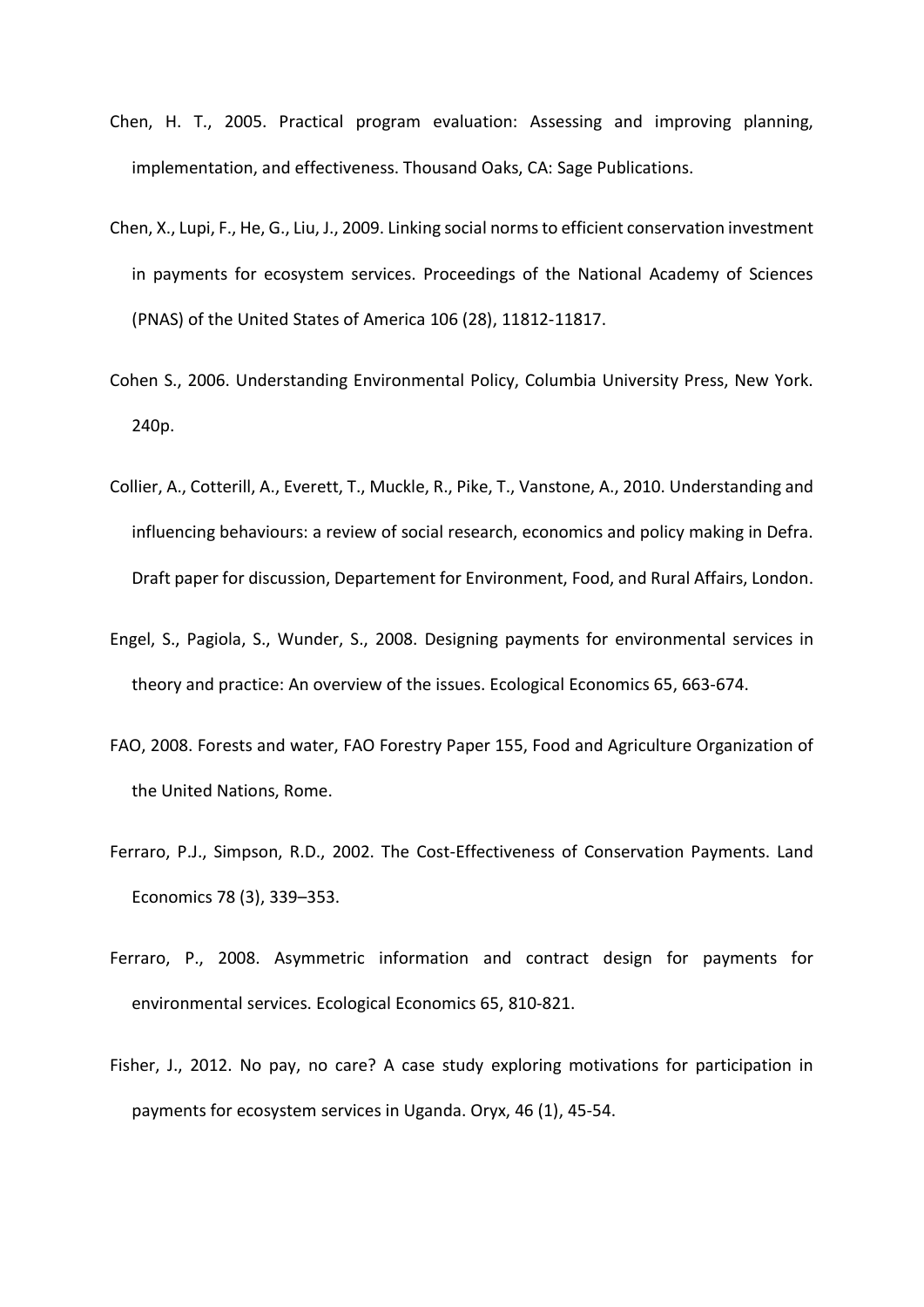Chen, H. T., 2005. Practical program evaluation: Assessing and improving planning, implementation, and effectiveness. Thousand Oaks, CA: Sage Publications.

Chen, X., Lupi, F., He, G., Liu, J., 2009. Linking social norms to efficient conservation investment in payments for ecosystem services. Proceedings of the National Academy of Sciences (PNAS) of the United States of America 106 (28), 11812-11817.

Cohen S., 2006. Understanding Environmental Policy, Columbia University Press, New York. 240p.

Collier, A., Cotterill, A., Everett, T., Muckle, R., Pike, T., Vanstone, A., 2010. Understanding and influencing behaviours: a review of social research, economics and policy making in Defra. Draft paper for discussion, Departement for Environment, Food, and Rural Affairs, London.

Engel, S., Pagiola, S., Wunder, S., 2008. Designing payments for environmental services in theory and practice: An overview of the issues. Ecological Economics 65, 663-674.

FAO, 2008. Forests and water, FAO Forestry Paper 155, Food and Agriculture Organization of the United Nations, Rome.

Ferraro, P.J., Simpson, R.D., 2002. The Cost-Effectiveness of Conservation Payments. Land Economics 78 (3), 339–353.

Ferraro, P., 2008. Asymmetric information and contract design for payments for environmental services. Ecological Economics 65, 810-821.

Fisher, J., 2012. No pay, no care? A case study exploring motivations for participation in payments for ecosystem services in Uganda. Oryx, 46 (1), 45-54.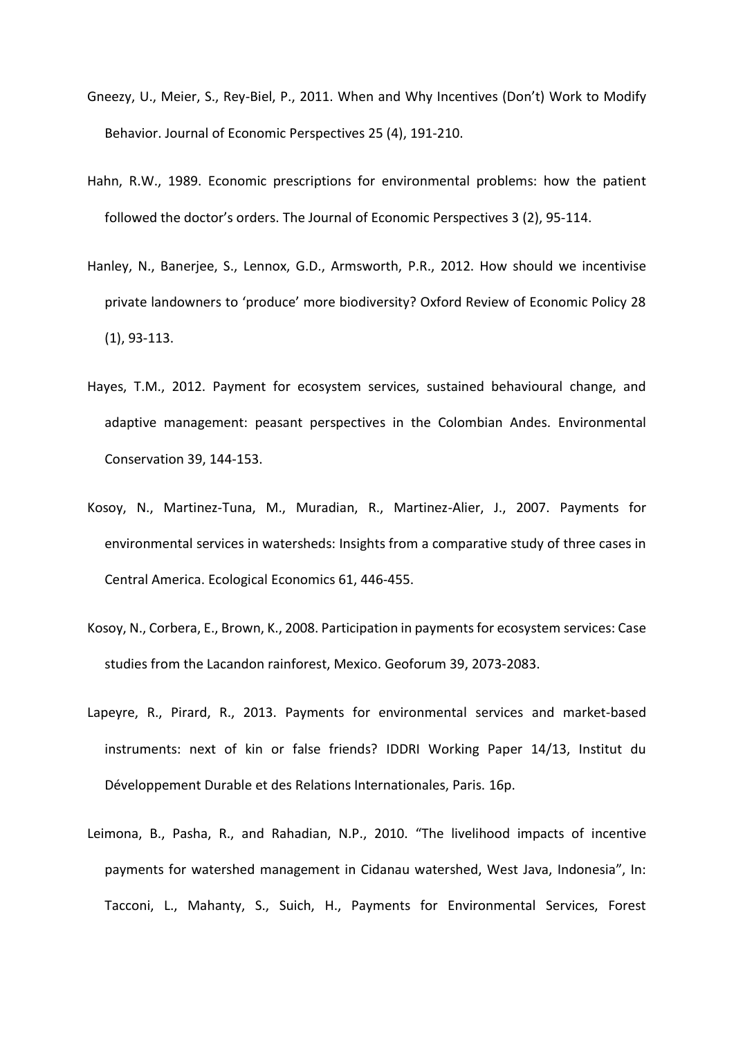Gneezy, U., Meier, S., Rey-Biel, P., 2011. When and Why Incentives (Don't) Work to Modify Behavior. Journal of Economic Perspectives 25 (4), 191-210.

Hahn, R.W., 1989. Economic prescriptions for environmental problems: how the patient followed the doctor's orders. The Journal of Economic Perspectives 3 (2), 95-114.

Hanley, N., Banerjee, S., Lennox, G.D., Armsworth, P.R., 2012. How should we incentivise private landowners to 'produce' more biodiversity? Oxford Review of Economic Policy 28 (1), 93-113.

Hayes, T.M., 2012. Payment for ecosystem services, sustained behavioural change, and adaptive management: peasant perspectives in the Colombian Andes. Environmental Conservation 39, 144-153.

Kosoy, N., Martinez-Tuna, M., Muradian, R., Martinez-Alier, J., 2007. Payments for environmental services in watersheds: Insights from a comparative study of three cases in Central America. Ecological Economics 61, 446-455.

Kosoy, N., Corbera, E., Brown, K., 2008. Participation in payments for ecosystem services: Case studies from the Lacandon rainforest, Mexico. Geoforum 39, 2073-2083.

Lapeyre, R., Pirard, R., 2013. Payments for environmental services and market-based instruments: next of kin or false friends? IDDRI Working Paper 14/13, Institut du Développement Durable et des Relations Internationales, Paris. 16p.

Leimona, B., Pasha, R., and Rahadian, N.P., 2010. "The livelihood impacts of incentive payments for watershed management in Cidanau watershed, West Java, Indonesia", In: Tacconi, L., Mahanty, S., Suich, H., Payments for Environmental Services, Forest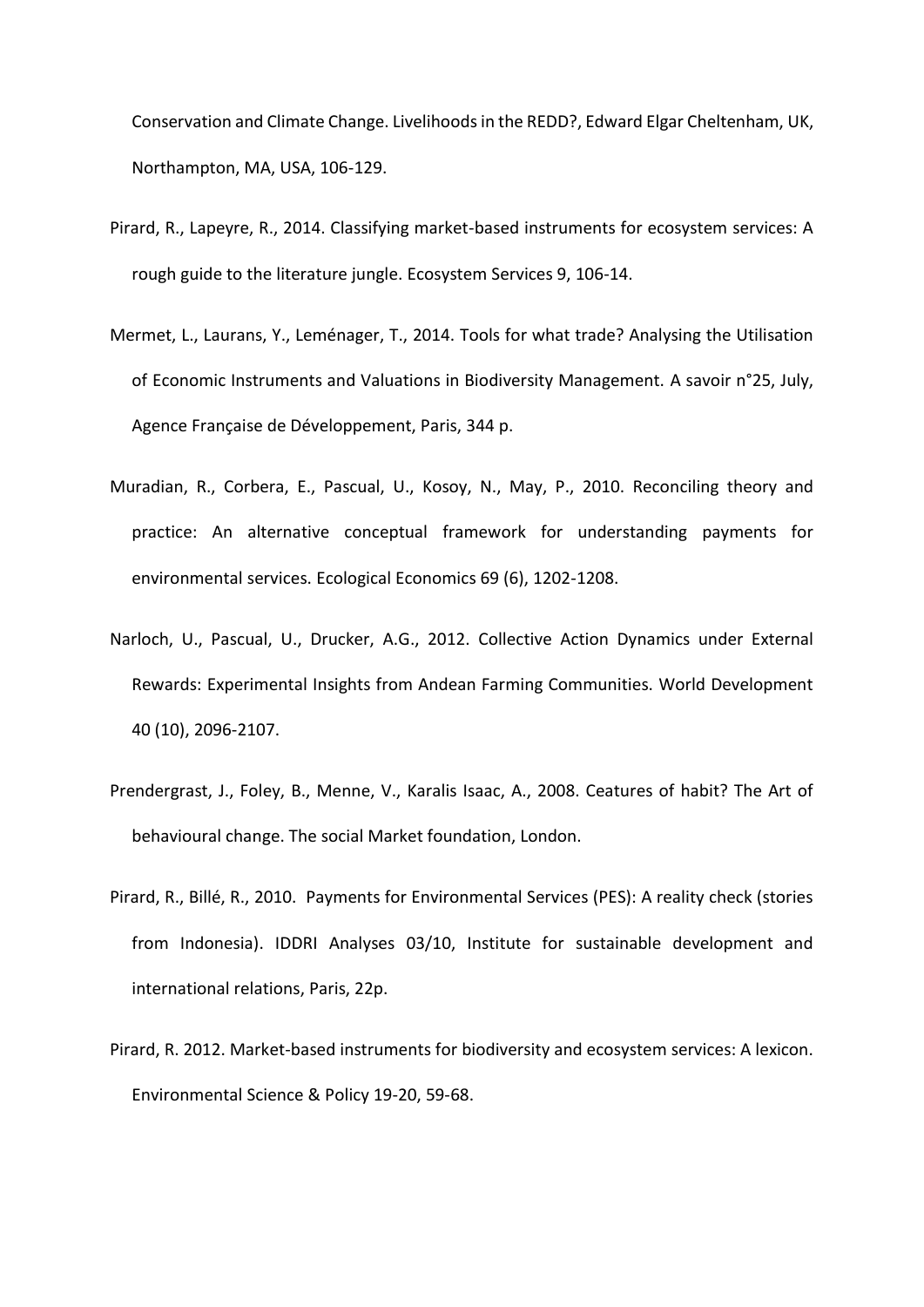Conservation and Climate Change. Livelihoods in the REDD?, Edward Elgar Cheltenham, UK, Northampton, MA, USA, 106-129.

Pirard, R., Lapeyre, R., 2014. Classifying market-based instruments for ecosystem services: A rough guide to the literature jungle. Ecosystem Services 9, 106-14.

Mermet, L., Laurans, Y., Leménager, T., 2014. Tools for what trade? Analysing the Utilisation of Economic Instruments and Valuations in Biodiversity Management. A savoir n°25, July, Agence Française de Développement, Paris, 344 p.

Muradian, R., Corbera, E., Pascual, U., Kosoy, N., May, P., 2010. Reconciling theory and practice: An alternative conceptual framework for understanding payments for environmental services. Ecological Economics 69 (6), 1202-1208.

Narloch, U., Pascual, U., Drucker, A.G., 2012. Collective Action Dynamics under External Rewards: Experimental Insights from Andean Farming Communities. World Development 40 (10), 2096-2107.

Prendergrast, J., Foley, B., Menne, V., Karalis Isaac, A., 2008. Ceatures of habit? The Art of behavioural change. The social Market foundation, London.

Pirard, R., Billé, R., 2010. Payments for Environmental Services (PES): A reality check (stories from Indonesia). IDDRI Analyses 03/10, Institute for sustainable development and international relations, Paris, 22p.

Pirard, R. 2012. Market-based instruments for biodiversity and ecosystem services: A lexicon. Environmental Science & Policy 19-20, 59-68.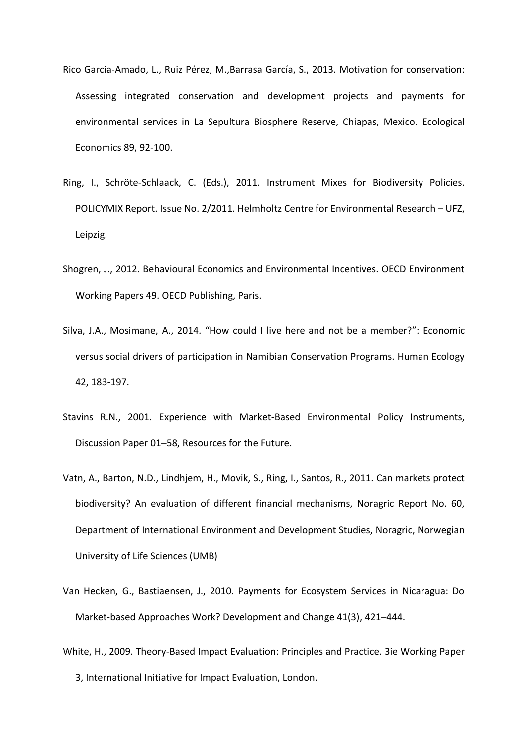Rico Garcia-Amado, L., Ruiz Pérez, M.,Barrasa García, S., 2013. Motivation for conservation: Assessing integrated conservation and development projects and payments for environmental services in La Sepultura Biosphere Reserve, Chiapas, Mexico. Ecological Economics 89, 92-100.

Ring, I., Schröte-Schlaack, C. (Eds.), 2011. Instrument Mixes for Biodiversity Policies. POLICYMIX Report. Issue No. 2/2011. Helmholtz Centre for Environmental Research – UFZ, Leipzig.

Shogren, J., 2012. Behavioural Economics and Environmental Incentives. OECD Environment Working Papers 49. OECD Publishing, Paris.

Silva, J.A., Mosimane, A., 2014. "How could I live here and not be a member?": Economic versus social drivers of participation in Namibian Conservation Programs. Human Ecology 42, 183-197.

Stavins R.N., 2001. Experience with Market-Based Environmental Policy Instruments, Discussion Paper 01–58, Resources for the Future.

Vatn, A., Barton, N.D., Lindhjem, H., Movik, S., Ring, I., Santos, R., 2011. Can markets protect biodiversity? An evaluation of different financial mechanisms, Noragric Report No. 60, Department of International Environment and Development Studies, Noragric, Norwegian University of Life Sciences (UMB)

Van Hecken, G., Bastiaensen, J., 2010. Payments for Ecosystem Services in Nicaragua: Do Market-based Approaches Work? Development and Change 41(3), 421–444.

White, H., 2009. Theory-Based Impact Evaluation: Principles and Practice. 3ie Working Paper 3, International Initiative for Impact Evaluation, London.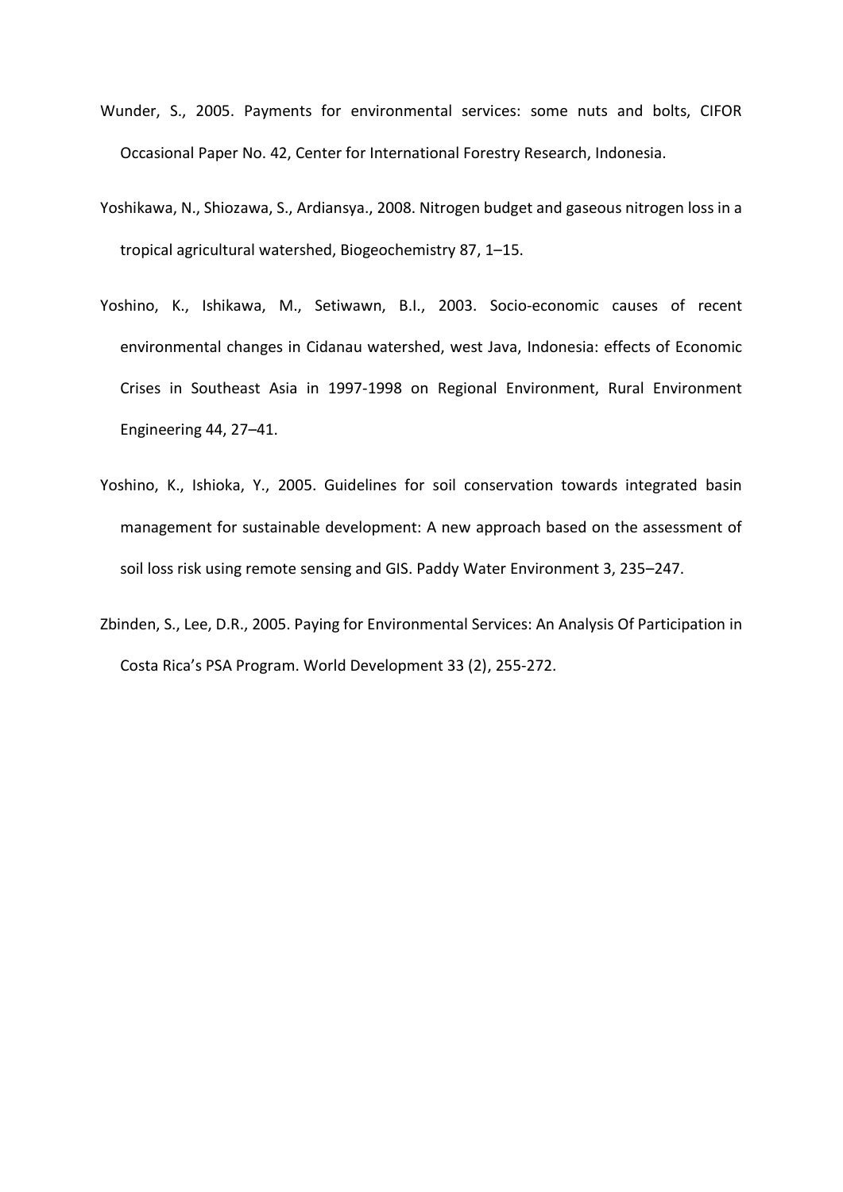Wunder, S., 2005. Payments for environmental services: some nuts and bolts, CIFOR Occasional Paper No. 42, Center for International Forestry Research, Indonesia.

Yoshikawa, N., Shiozawa, S., Ardiansya., 2008. Nitrogen budget and gaseous nitrogen loss in a tropical agricultural watershed, Biogeochemistry 87, 1–15.

Yoshino, K., Ishikawa, M., Setiwawn, B.I., 2003. Socio-economic causes of recent environmental changes in Cidanau watershed, west Java, Indonesia: effects of Economic Crises in Southeast Asia in 1997-1998 on Regional Environment, Rural Environment Engineering 44, 27–41.

Yoshino, K., Ishioka, Y., 2005. Guidelines for soil conservation towards integrated basin management for sustainable development: A new approach based on the assessment of soil loss risk using remote sensing and GIS. Paddy Water Environment 3, 235–247.

Zbinden, S., Lee, D.R., 2005. Paying for Environmental Services: An Analysis Of Participation in Costa Rica's PSA Program. World Development 33 (2), 255-272.